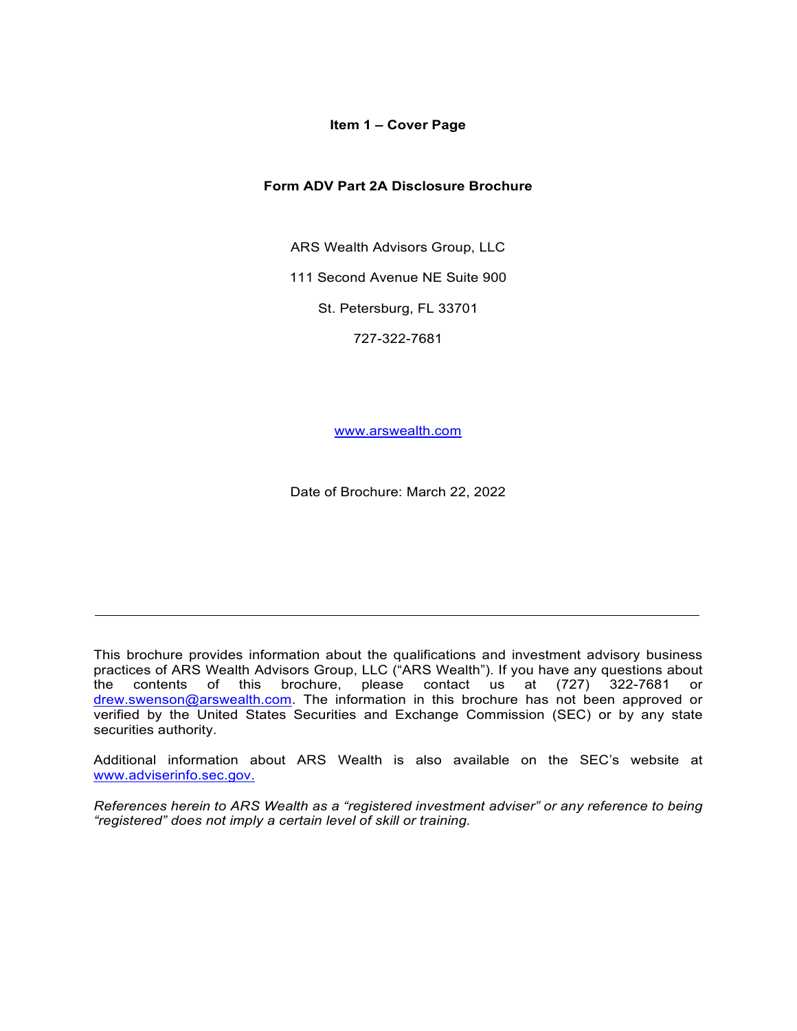# Item 1 – Cover Page

## Form ADV Part 2A Disclosure Brochure

ARS Wealth Advisors Group, LLC

111 Second Avenue NE Suite 900

St. Petersburg, FL 33701

727-322-7681

www.arswealth.com

Date of Brochure: March 22, 2022

---

This brochure provides information about the qualifications and investment advisory business practices of ARS Wealth Advisors Group, LLC ("ARS Wealth"). If you have any questions about the contents of this brochure, please contact us at (727) 322-7681 or drew.swenson@arswealth.com. The information in this brochure has not been approved or verified by the United States Securities and Exchange Commission (SEC) or by any state securities authority.

Additional information about ARS Wealth is also available on the SEC's website at www.adviserinfo.sec.gov.

*References herein to ARS Wealth as a "registered investment adviser" or any reference to being "registered" does not imply a certain level of skill or training.*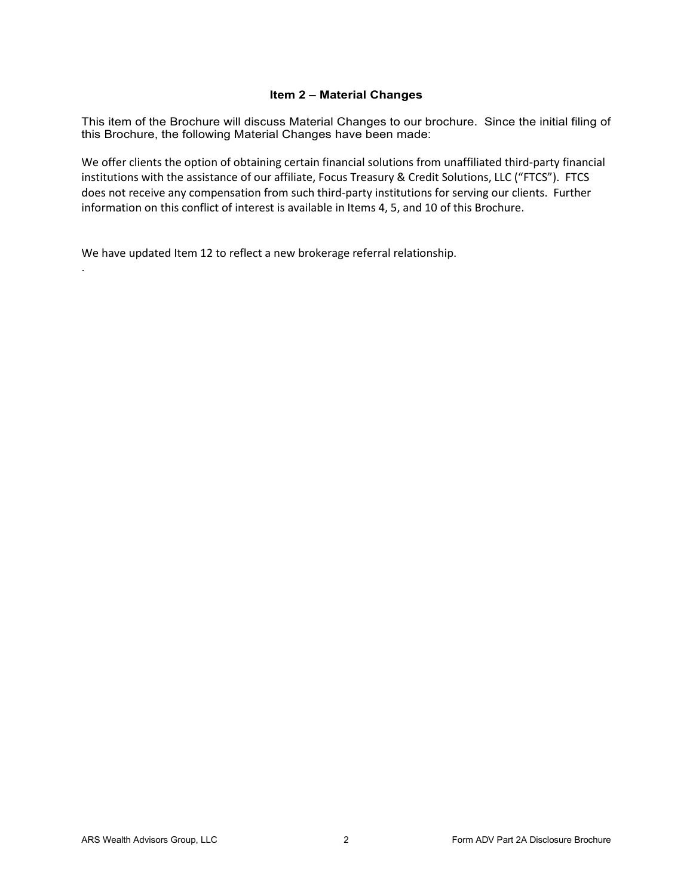## Item 2 – Material Changes

This item of the Brochure will discuss Material Changes to our brochure. Since the initial filing of this Brochure, the following Material Changes have been made:

We offer clients the option of obtaining certain financial solutions from unaffiliated third-party financial institutions with the assistance of our affiliate, Focus Treasury & Credit Solutions, LLC ("FTCS"). FTCS does not receive any compensation from such third-party institutions for serving our clients. Further information on this conflict of interest is available in Items 4, 5, and 10 of this Brochure.

We have updated Item 12 to reflect a new brokerage referral relationship.

.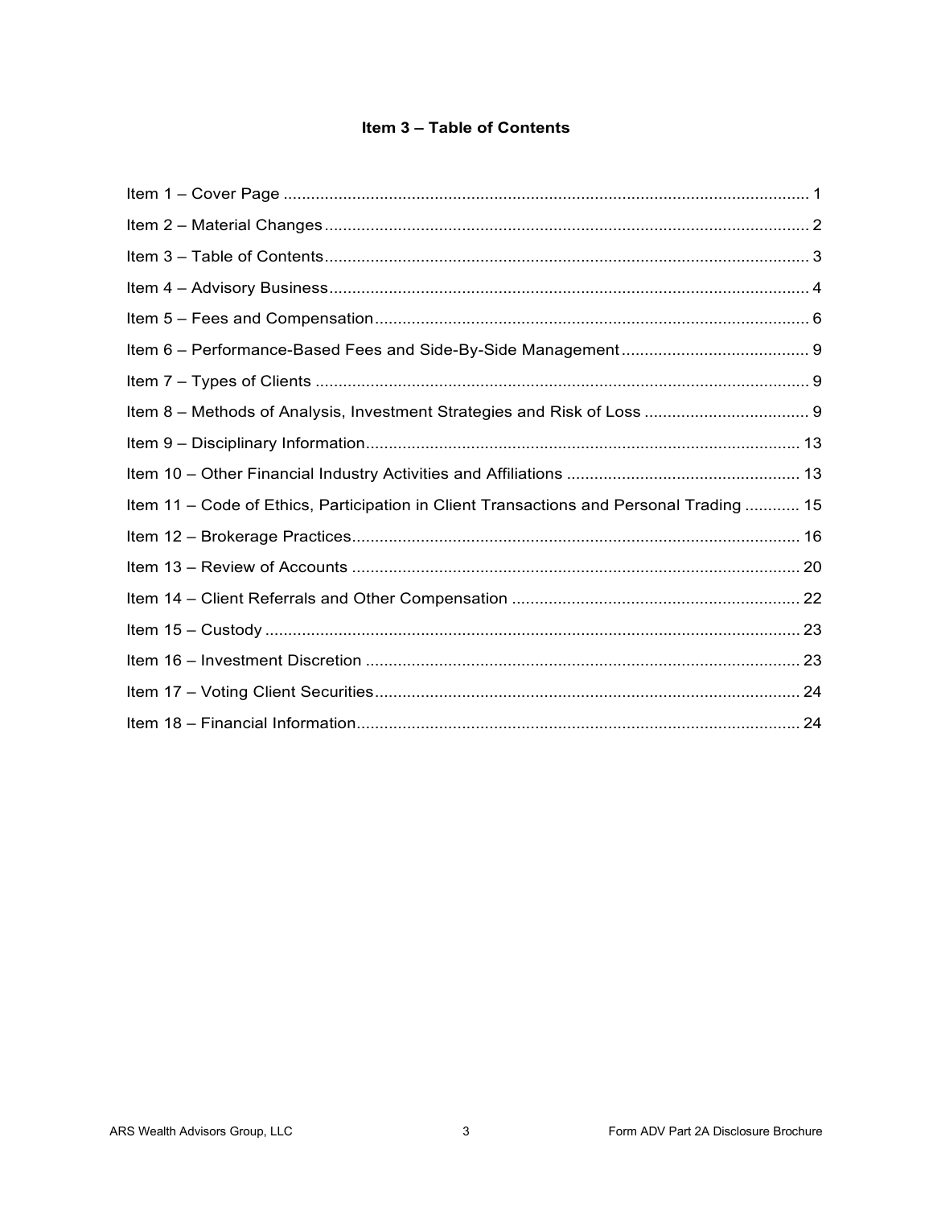## Item 3 – Table of Contents

Item 1 – Cover Page ........................................................................................................ 1

Item 2 – Material Changes ................................................................................................ 2

Item 3 – Table of Contents ................................................................................................ 3

Item 4 – Advisory Business ............................................................................................... 4

Item 5 – Fees and Compensation ...................................................................................... 6

Item 6 – Performance-Based Fees and Side-By-Side Management ......................................... 9

Item 7 – Types of Clients ................................................................................................... 9

Item 8 – Methods of Analysis, Investment Strategies and Risk of Loss .................................... 9

Item 9 – Disciplinary Information ...................................................................................... 13

Item 10 – Other Financial Industry Activities and Affiliations .................................................. 13

Item 11 – Code of Ethics, Participation in Client Transactions and Personal Trading ............ 15

Item 12 – Brokerage Practices .......................................................................................... 16

Item 13 – Review of Accounts .......................................................................................... 20

Item 14 – Client Referrals and Other Compensation ............................................................. 22

Item 15 – Custody ........................................................................................................... 23

Item 16 – Investment Discretion ....................................................................................... 23

Item 17 – Voting Client Securities ...................................................................................... 24

Item 18 – Financial Information ......................................................................................... 24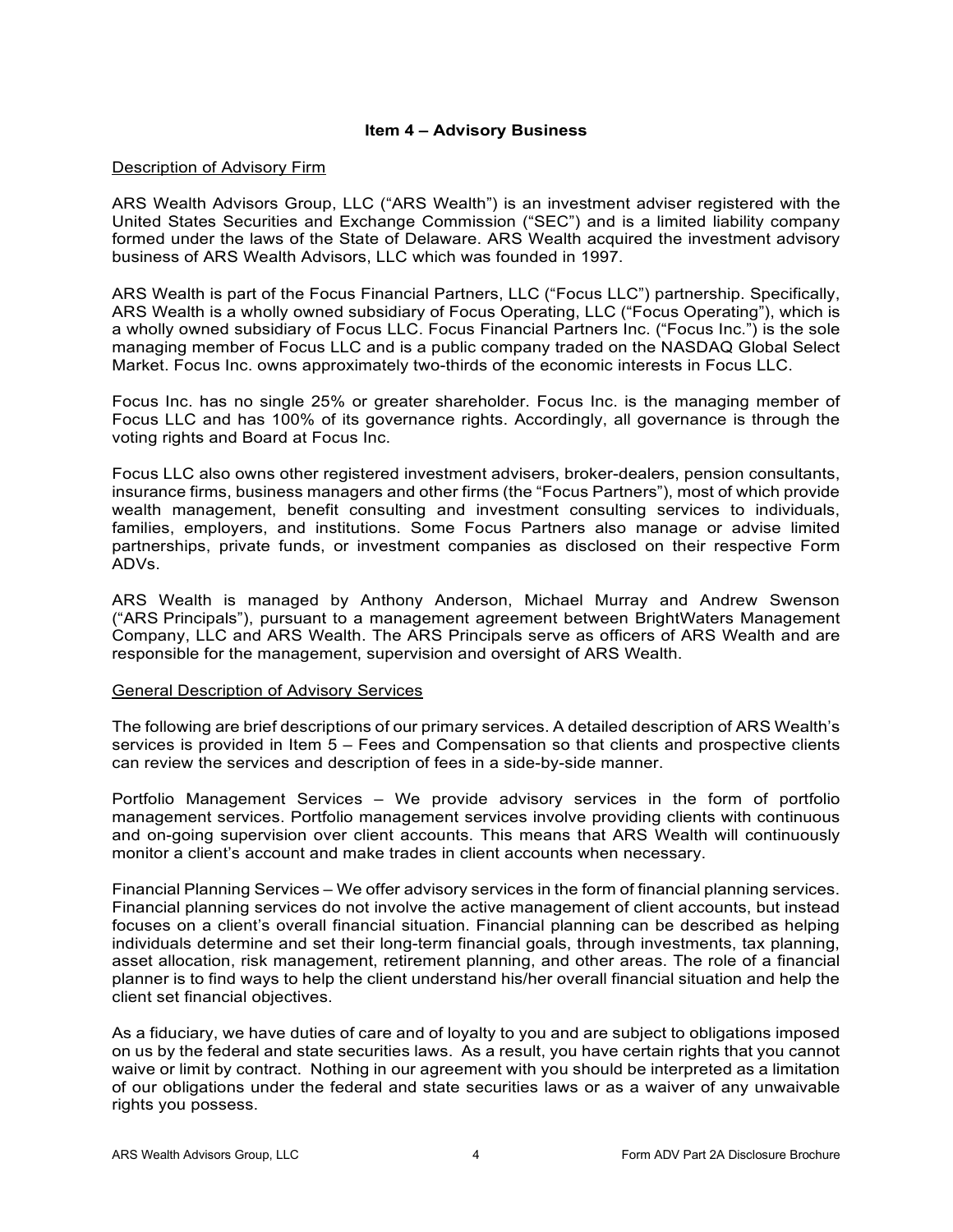## Item 4 – Advisory Business

### Description of Advisory Firm

ARS Wealth Advisors Group, LLC ("ARS Wealth") is an investment adviser registered with the United States Securities and Exchange Commission ("SEC") and is a limited liability company formed under the laws of the State of Delaware. ARS Wealth acquired the investment advisory business of ARS Wealth Advisors, LLC which was founded in 1997.

ARS Wealth is part of the Focus Financial Partners, LLC ("Focus LLC") partnership. Specifically, ARS Wealth is a wholly owned subsidiary of Focus Operating, LLC ("Focus Operating"), which is a wholly owned subsidiary of Focus LLC. Focus Financial Partners Inc. ("Focus Inc.") is the sole managing member of Focus LLC and is a public company traded on the NASDAQ Global Select Market. Focus Inc. owns approximately two-thirds of the economic interests in Focus LLC.

Focus Inc. has no single 25% or greater shareholder. Focus Inc. is the managing member of Focus LLC and has 100% of its governance rights. Accordingly, all governance is through the voting rights and Board at Focus Inc.

Focus LLC also owns other registered investment advisers, broker-dealers, pension consultants, insurance firms, business managers and other firms (the "Focus Partners"), most of which provide wealth management, benefit consulting and investment consulting services to individuals, families, employers, and institutions. Some Focus Partners also manage or advise limited partnerships, private funds, or investment companies as disclosed on their respective Form ADVs.

ARS Wealth is managed by Anthony Anderson, Michael Murray and Andrew Swenson ("ARS Principals"), pursuant to a management agreement between BrightWaters Management Company, LLC and ARS Wealth. The ARS Principals serve as officers of ARS Wealth and are responsible for the management, supervision and oversight of ARS Wealth.

### General Description of Advisory Services

The following are brief descriptions of our primary services. A detailed description of ARS Wealth's services is provided in Item 5 – Fees and Compensation so that clients and prospective clients can review the services and description of fees in a side-by-side manner.

Portfolio Management Services – We provide advisory services in the form of portfolio management services. Portfolio management services involve providing clients with continuous and on-going supervision over client accounts. This means that ARS Wealth will continuously monitor a client's account and make trades in client accounts when necessary.

Financial Planning Services – We offer advisory services in the form of financial planning services. Financial planning services do not involve the active management of client accounts, but instead focuses on a client's overall financial situation. Financial planning can be described as helping individuals determine and set their long-term financial goals, through investments, tax planning, asset allocation, risk management, retirement planning, and other areas. The role of a financial planner is to find ways to help the client understand his/her overall financial situation and help the client set financial objectives.

As a fiduciary, we have duties of care and of loyalty to you and are subject to obligations imposed on us by the federal and state securities laws. As a result, you have certain rights that you cannot waive or limit by contract. Nothing in our agreement with you should be interpreted as a limitation of our obligations under the federal and state securities laws or as a waiver of any unwaivable rights you possess.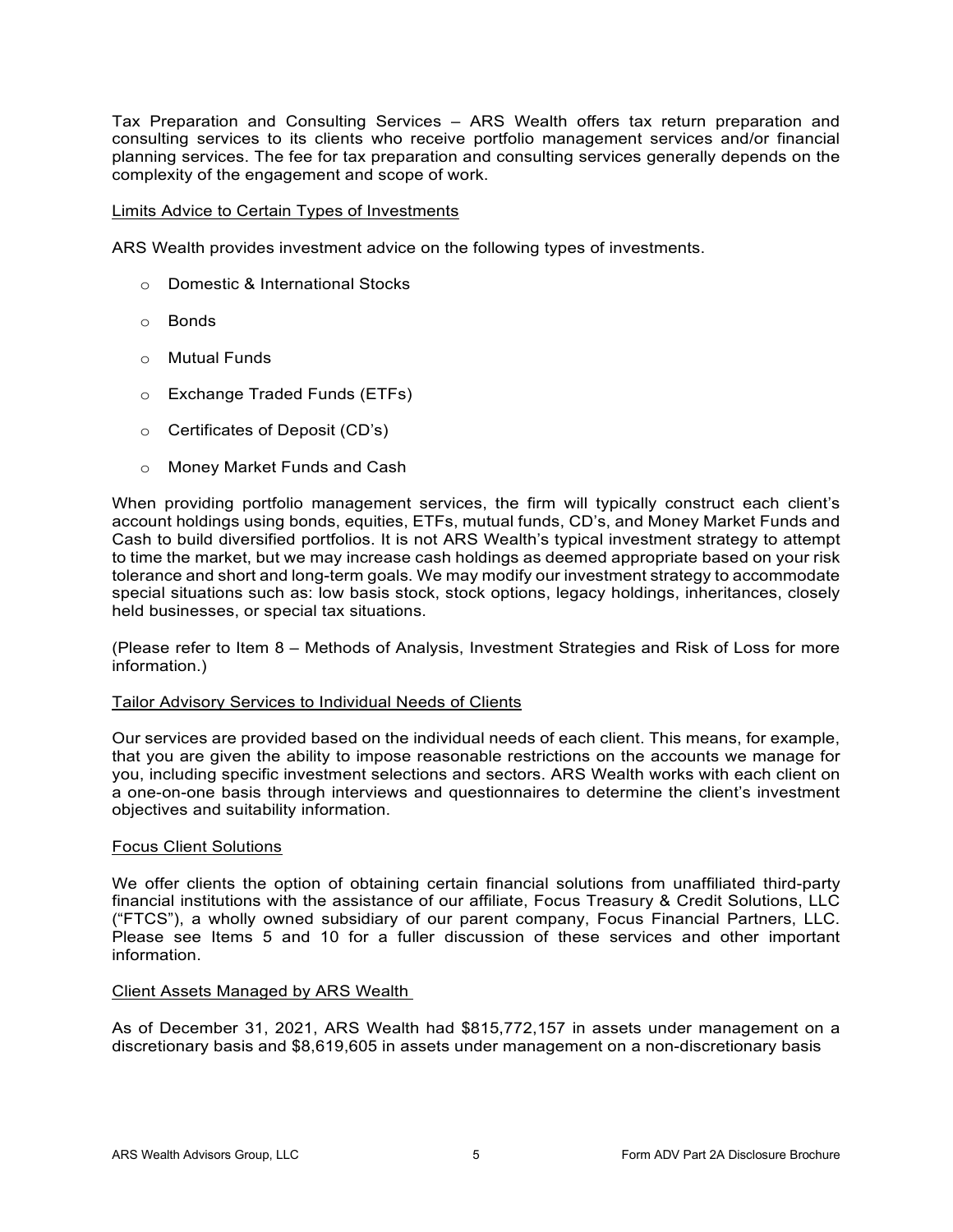Tax Preparation and Consulting Services – ARS Wealth offers tax return preparation and consulting services to its clients who receive portfolio management services and/or financial planning services. The fee for tax preparation and consulting services generally depends on the complexity of the engagement and scope of work.

Limits Advice to Certain Types of Investments

ARS Wealth provides investment advice on the following types of investments.

- Domestic & International Stocks
- Bonds
- Mutual Funds
- Exchange Traded Funds (ETFs)
- Certificates of Deposit (CD's)
- Money Market Funds and Cash

When providing portfolio management services, the firm will typically construct each client's account holdings using bonds, equities, ETFs, mutual funds, CD's, and Money Market Funds and Cash to build diversified portfolios. It is not ARS Wealth's typical investment strategy to attempt to time the market, but we may increase cash holdings as deemed appropriate based on your risk tolerance and short and long-term goals. We may modify our investment strategy to accommodate special situations such as: low basis stock, stock options, legacy holdings, inheritances, closely held businesses, or special tax situations.

(Please refer to Item 8 – Methods of Analysis, Investment Strategies and Risk of Loss for more information.)

Tailor Advisory Services to Individual Needs of Clients

Our services are provided based on the individual needs of each client. This means, for example, that you are given the ability to impose reasonable restrictions on the accounts we manage for you, including specific investment selections and sectors. ARS Wealth works with each client on a one-on-one basis through interviews and questionnaires to determine the client's investment objectives and suitability information.

Focus Client Solutions

We offer clients the option of obtaining certain financial solutions from unaffiliated third-party financial institutions with the assistance of our affiliate, Focus Treasury & Credit Solutions, LLC ("FTCS"), a wholly owned subsidiary of our parent company, Focus Financial Partners, LLC. Please see Items 5 and 10 for a fuller discussion of these services and other important information.

Client Assets Managed by ARS Wealth

As of December 31, 2021, ARS Wealth had $815,772,157 in assets under management on a discretionary basis and $8,619,605 in assets under management on a non-discretionary basis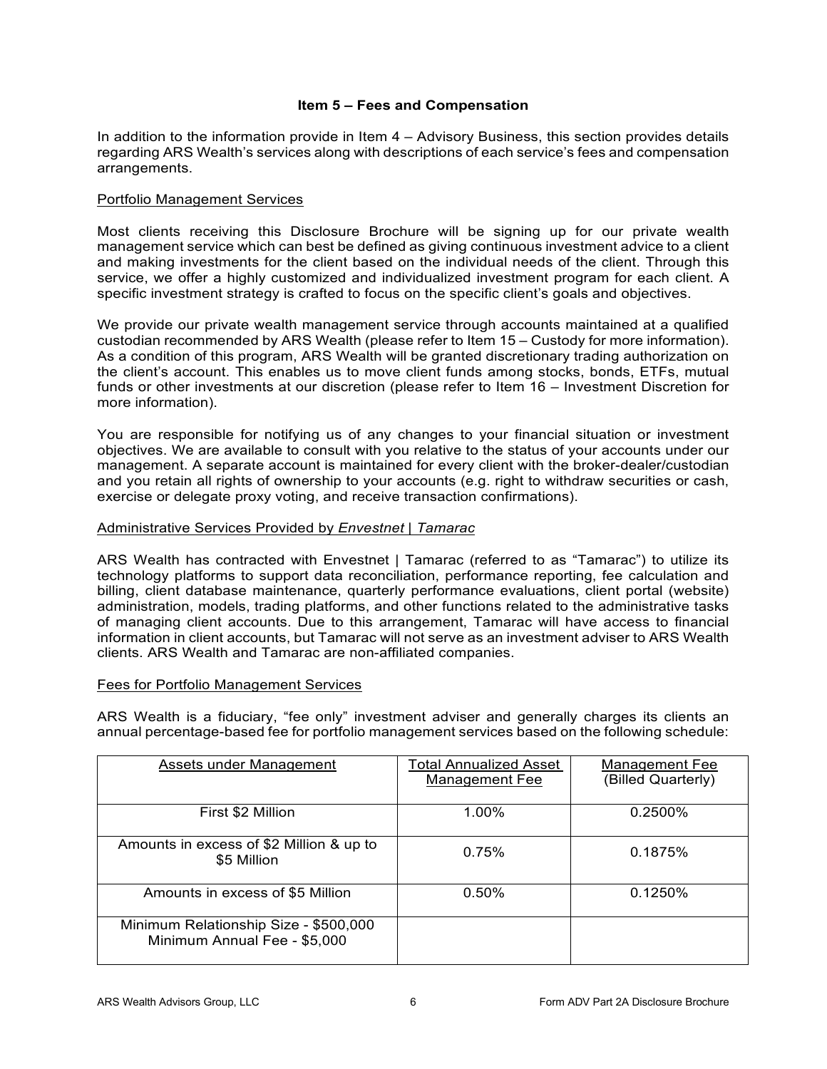## Item 5 – Fees and Compensation

In addition to the information provide in Item 4 – Advisory Business, this section provides details regarding ARS Wealth's services along with descriptions of each service's fees and compensation arrangements.

### Portfolio Management Services

Most clients receiving this Disclosure Brochure will be signing up for our private wealth management service which can best be defined as giving continuous investment advice to a client and making investments for the client based on the individual needs of the client. Through this service, we offer a highly customized and individualized investment program for each client. A specific investment strategy is crafted to focus on the specific client's goals and objectives.

We provide our private wealth management service through accounts maintained at a qualified custodian recommended by ARS Wealth (please refer to Item 15 – Custody for more information). As a condition of this program, ARS Wealth will be granted discretionary trading authorization on the client's account. This enables us to move client funds among stocks, bonds, ETFs, mutual funds or other investments at our discretion (please refer to Item 16 – Investment Discretion for more information).

You are responsible for notifying us of any changes to your financial situation or investment objectives. We are available to consult with you relative to the status of your accounts under our management. A separate account is maintained for every client with the broker-dealer/custodian and you retain all rights of ownership to your accounts (e.g. right to withdraw securities or cash, exercise or delegate proxy voting, and receive transaction confirmations).

### Administrative Services Provided by *Envestnet | Tamarac*

ARS Wealth has contracted with Envestnet | Tamarac (referred to as "Tamarac") to utilize its technology platforms to support data reconciliation, performance reporting, fee calculation and billing, client database maintenance, quarterly performance evaluations, client portal (website) administration, models, trading platforms, and other functions related to the administrative tasks of managing client accounts. Due to this arrangement, Tamarac will have access to financial information in client accounts, but Tamarac will not serve as an investment adviser to ARS Wealth clients. ARS Wealth and Tamarac are non-affiliated companies.

### Fees for Portfolio Management Services

ARS Wealth is a fiduciary, "fee only" investment adviser and generally charges its clients an annual percentage-based fee for portfolio management services based on the following schedule:

| Assets under Management | Total Annualized Asset Management Fee | Management Fee (Billed Quarterly) |
|---|---|---|
| First $2 Million | 1.00% | 0.2500% |
| Amounts in excess of $2 Million & up to $5 Million | 0.75% | 0.1875% |
| Amounts in excess of $5 Million | 0.50% | 0.1250% |
| Minimum Relationship Size - $500,000<br>Minimum Annual Fee - $5,000 | | |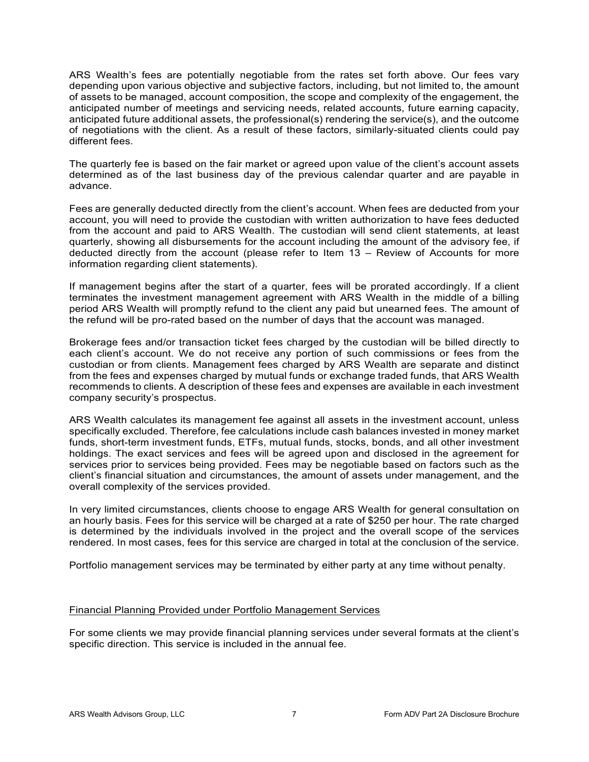ARS Wealth's fees are potentially negotiable from the rates set forth above. Our fees vary depending upon various objective and subjective factors, including, but not limited to, the amount of assets to be managed, account composition, the scope and complexity of the engagement, the anticipated number of meetings and servicing needs, related accounts, future earning capacity, anticipated future additional assets, the professional(s) rendering the service(s), and the outcome of negotiations with the client. As a result of these factors, similarly-situated clients could pay different fees.

The quarterly fee is based on the fair market or agreed upon value of the client's account assets determined as of the last business day of the previous calendar quarter and are payable in advance.

Fees are generally deducted directly from the client's account. When fees are deducted from your account, you will need to provide the custodian with written authorization to have fees deducted from the account and paid to ARS Wealth. The custodian will send client statements, at least quarterly, showing all disbursements for the account including the amount of the advisory fee, if deducted directly from the account (please refer to Item 13 – Review of Accounts for more information regarding client statements).

If management begins after the start of a quarter, fees will be prorated accordingly. If a client terminates the investment management agreement with ARS Wealth in the middle of a billing period ARS Wealth will promptly refund to the client any paid but unearned fees. The amount of the refund will be pro-rated based on the number of days that the account was managed.

Brokerage fees and/or transaction ticket fees charged by the custodian will be billed directly to each client's account. We do not receive any portion of such commissions or fees from the custodian or from clients. Management fees charged by ARS Wealth are separate and distinct from the fees and expenses charged by mutual funds or exchange traded funds, that ARS Wealth recommends to clients. A description of these fees and expenses are available in each investment company security's prospectus.

ARS Wealth calculates its management fee against all assets in the investment account, unless specifically excluded. Therefore, fee calculations include cash balances invested in money market funds, short-term investment funds, ETFs, mutual funds, stocks, bonds, and all other investment holdings. The exact services and fees will be agreed upon and disclosed in the agreement for services prior to services being provided. Fees may be negotiable based on factors such as the client's financial situation and circumstances, the amount of assets under management, and the overall complexity of the services provided.

In very limited circumstances, clients choose to engage ARS Wealth for general consultation on an hourly basis. Fees for this service will be charged at a rate of $250 per hour. The rate charged is determined by the individuals involved in the project and the overall scope of the services rendered. In most cases, fees for this service are charged in total at the conclusion of the service.

Portfolio management services may be terminated by either party at any time without penalty.

Financial Planning Provided under Portfolio Management Services

For some clients we may provide financial planning services under several formats at the client's specific direction. This service is included in the annual fee.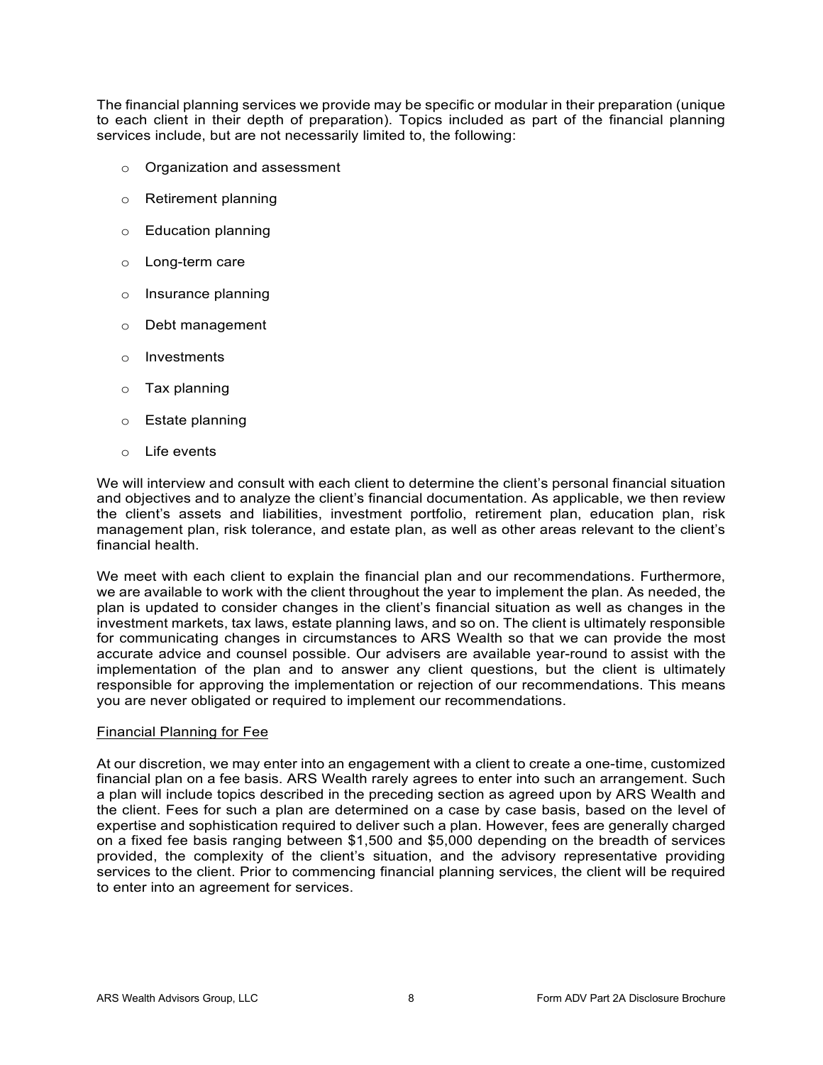The financial planning services we provide may be specific or modular in their preparation (unique to each client in their depth of preparation). Topics included as part of the financial planning services include, but are not necessarily limited to, the following:

- Organization and assessment
- Retirement planning
- Education planning
- Long-term care
- Insurance planning
- Debt management
- Investments
- Tax planning
- Estate planning
- Life events

We will interview and consult with each client to determine the client's personal financial situation and objectives and to analyze the client's financial documentation. As applicable, we then review the client's assets and liabilities, investment portfolio, retirement plan, education plan, risk management plan, risk tolerance, and estate plan, as well as other areas relevant to the client's financial health.

We meet with each client to explain the financial plan and our recommendations. Furthermore, we are available to work with the client throughout the year to implement the plan. As needed, the plan is updated to consider changes in the client's financial situation as well as changes in the investment markets, tax laws, estate planning laws, and so on. The client is ultimately responsible for communicating changes in circumstances to ARS Wealth so that we can provide the most accurate advice and counsel possible. Our advisers are available year-round to assist with the implementation of the plan and to answer any client questions, but the client is ultimately responsible for approving the implementation or rejection of our recommendations. This means you are never obligated or required to implement our recommendations.

<u>Financial Planning for Fee</u>

At our discretion, we may enter into an engagement with a client to create a one-time, customized financial plan on a fee basis. ARS Wealth rarely agrees to enter into such an arrangement. Such a plan will include topics described in the preceding section as agreed upon by ARS Wealth and the client. Fees for such a plan are determined on a case by case basis, based on the level of expertise and sophistication required to deliver such a plan. However, fees are generally charged on a fixed fee basis ranging between $1,500 and $5,000 depending on the breadth of services provided, the complexity of the client's situation, and the advisory representative providing services to the client. Prior to commencing financial planning services, the client will be required to enter into an agreement for services.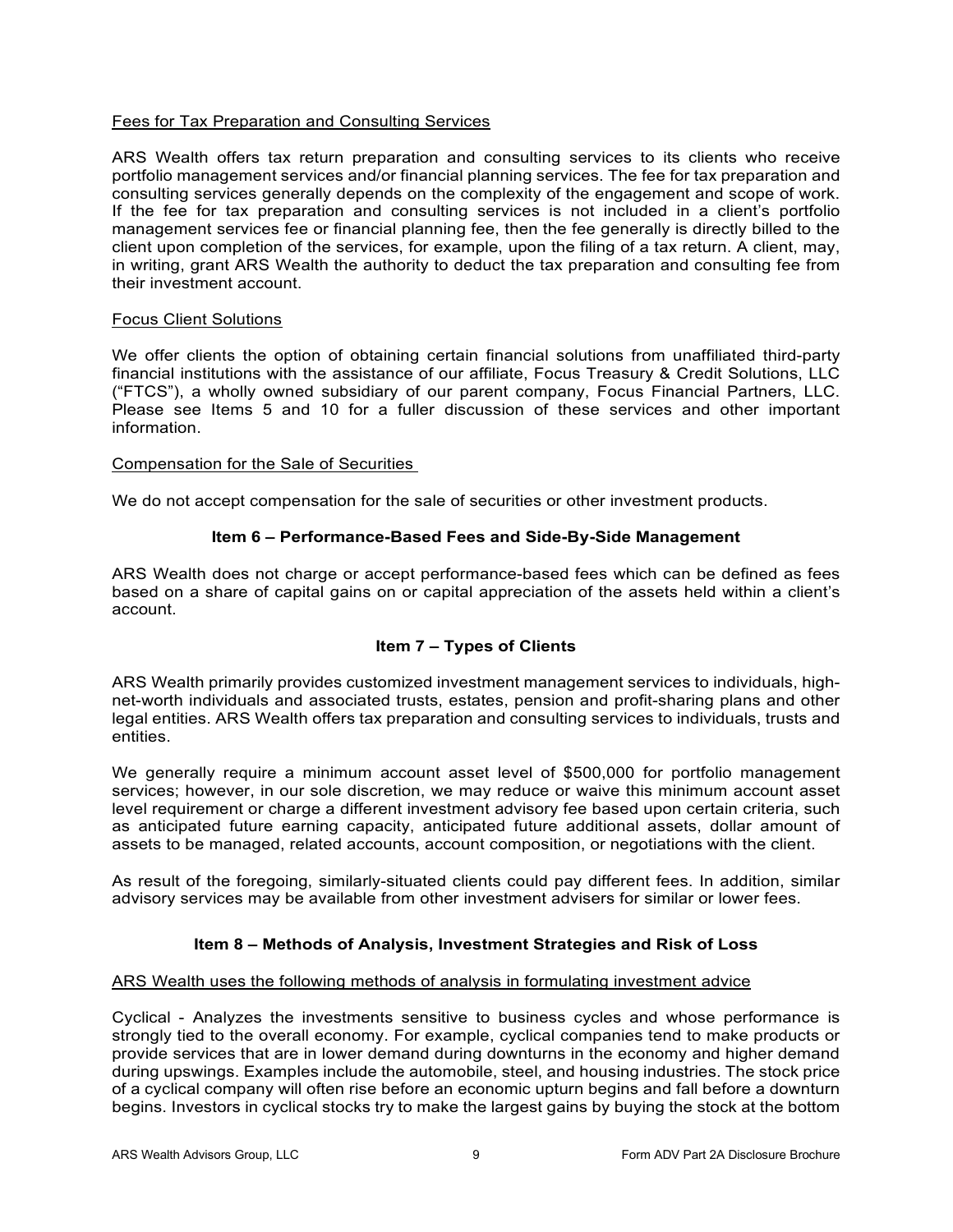Fees for Tax Preparation and Consulting Services

ARS Wealth offers tax return preparation and consulting services to its clients who receive portfolio management services and/or financial planning services. The fee for tax preparation and consulting services generally depends on the complexity of the engagement and scope of work. If the fee for tax preparation and consulting services is not included in a client's portfolio management services fee or financial planning fee, then the fee generally is directly billed to the client upon completion of the services, for example, upon the filing of a tax return. A client, may, in writing, grant ARS Wealth the authority to deduct the tax preparation and consulting fee from their investment account.

Focus Client Solutions

We offer clients the option of obtaining certain financial solutions from unaffiliated third-party financial institutions with the assistance of our affiliate, Focus Treasury & Credit Solutions, LLC ("FTCS"), a wholly owned subsidiary of our parent company, Focus Financial Partners, LLC. Please see Items 5 and 10 for a fuller discussion of these services and other important information.

Compensation for the Sale of Securities

We do not accept compensation for the sale of securities or other investment products.

## Item 6 – Performance-Based Fees and Side-By-Side Management

ARS Wealth does not charge or accept performance-based fees which can be defined as fees based on a share of capital gains on or capital appreciation of the assets held within a client's account.

## Item 7 – Types of Clients

ARS Wealth primarily provides customized investment management services to individuals, high-net-worth individuals and associated trusts, estates, pension and profit-sharing plans and other legal entities. ARS Wealth offers tax preparation and consulting services to individuals, trusts and entities.

We generally require a minimum account asset level of $500,000 for portfolio management services; however, in our sole discretion, we may reduce or waive this minimum account asset level requirement or charge a different investment advisory fee based upon certain criteria, such as anticipated future earning capacity, anticipated future additional assets, dollar amount of assets to be managed, related accounts, account composition, or negotiations with the client.

As result of the foregoing, similarly-situated clients could pay different fees. In addition, similar advisory services may be available from other investment advisers for similar or lower fees.

## Item 8 – Methods of Analysis, Investment Strategies and Risk of Loss

ARS Wealth uses the following methods of analysis in formulating investment advice

Cyclical - Analyzes the investments sensitive to business cycles and whose performance is strongly tied to the overall economy. For example, cyclical companies tend to make products or provide services that are in lower demand during downturns in the economy and higher demand during upswings. Examples include the automobile, steel, and housing industries. The stock price of a cyclical company will often rise before an economic upturn begins and fall before a downturn begins. Investors in cyclical stocks try to make the largest gains by buying the stock at the bottom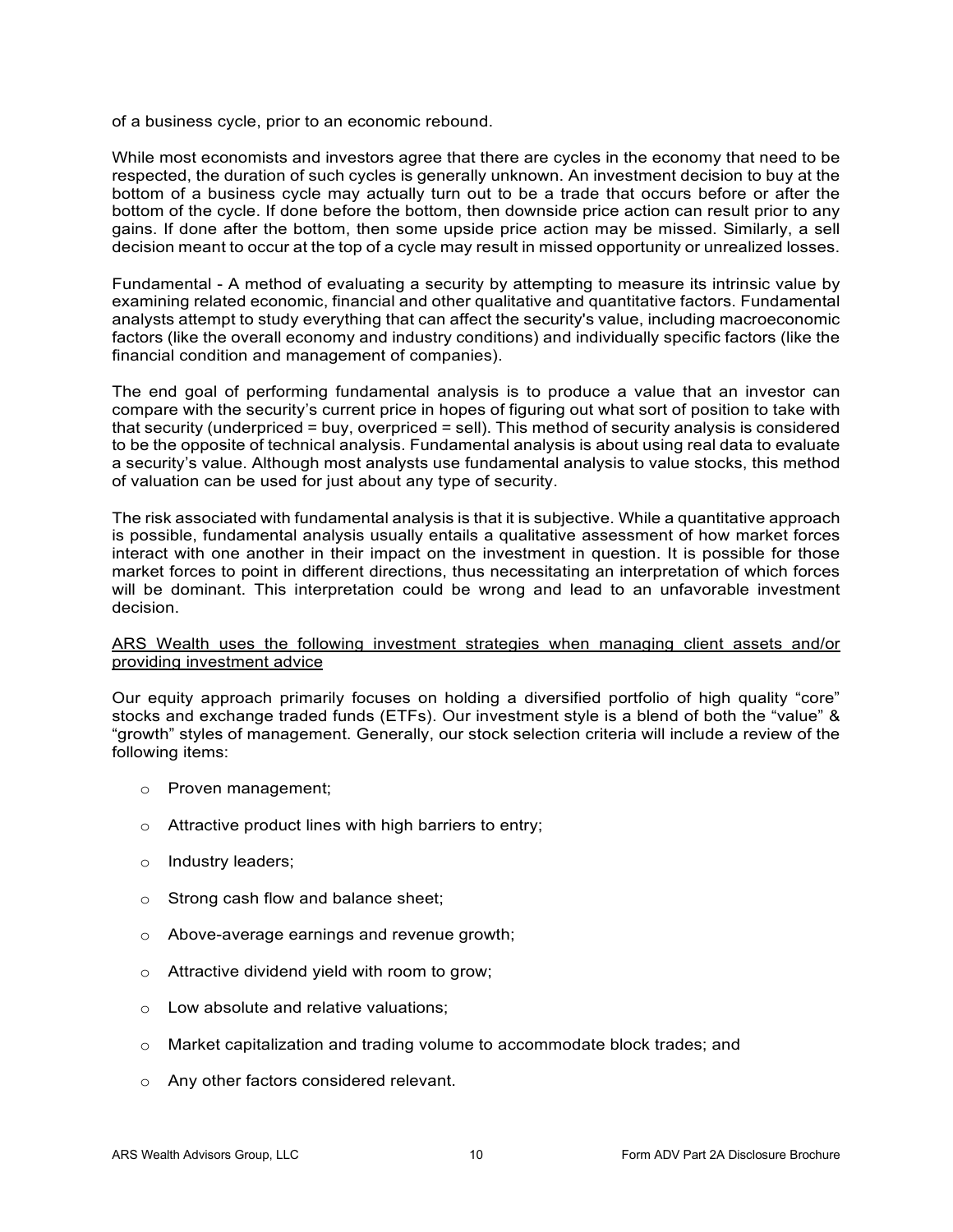of a business cycle, prior to an economic rebound.

While most economists and investors agree that there are cycles in the economy that need to be respected, the duration of such cycles is generally unknown. An investment decision to buy at the bottom of a business cycle may actually turn out to be a trade that occurs before or after the bottom of the cycle. If done before the bottom, then downside price action can result prior to any gains. If done after the bottom, then some upside price action may be missed. Similarly, a sell decision meant to occur at the top of a cycle may result in missed opportunity or unrealized losses.

Fundamental - A method of evaluating a security by attempting to measure its intrinsic value by examining related economic, financial and other qualitative and quantitative factors. Fundamental analysts attempt to study everything that can affect the security's value, including macroeconomic factors (like the overall economy and industry conditions) and individually specific factors (like the financial condition and management of companies).

The end goal of performing fundamental analysis is to produce a value that an investor can compare with the security's current price in hopes of figuring out what sort of position to take with that security (underpriced = buy, overpriced = sell). This method of security analysis is considered to be the opposite of technical analysis. Fundamental analysis is about using real data to evaluate a security's value. Although most analysts use fundamental analysis to value stocks, this method of valuation can be used for just about any type of security.

The risk associated with fundamental analysis is that it is subjective. While a quantitative approach is possible, fundamental analysis usually entails a qualitative assessment of how market forces interact with one another in their impact on the investment in question. It is possible for those market forces to point in different directions, thus necessitating an interpretation of which forces will be dominant. This interpretation could be wrong and lead to an unfavorable investment decision.

<u>ARS Wealth uses the following investment strategies when managing client assets and/or providing investment advice</u>

Our equity approach primarily focuses on holding a diversified portfolio of high quality "core" stocks and exchange traded funds (ETFs). Our investment style is a blend of both the "value" & "growth" styles of management. Generally, our stock selection criteria will include a review of the following items:

- Proven management;
- Attractive product lines with high barriers to entry;
- Industry leaders;
- Strong cash flow and balance sheet;
- Above-average earnings and revenue growth;
- Attractive dividend yield with room to grow;
- Low absolute and relative valuations;
- Market capitalization and trading volume to accommodate block trades; and
- Any other factors considered relevant.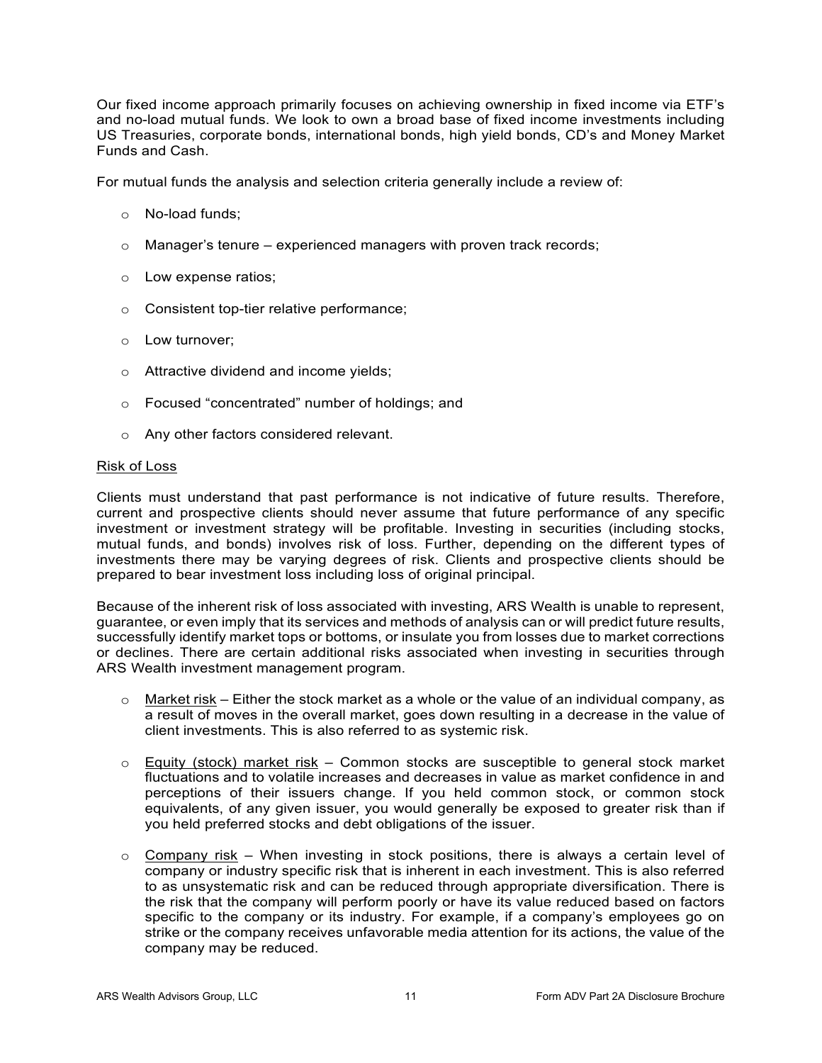Our fixed income approach primarily focuses on achieving ownership in fixed income via ETF's and no-load mutual funds. We look to own a broad base of fixed income investments including US Treasuries, corporate bonds, international bonds, high yield bonds, CD's and Money Market Funds and Cash.

For mutual funds the analysis and selection criteria generally include a review of:

- No-load funds;
- Manager's tenure – experienced managers with proven track records;
- Low expense ratios;
- Consistent top-tier relative performance;
- Low turnover;
- Attractive dividend and income yields;
- Focused "concentrated" number of holdings; and
- Any other factors considered relevant.

<u>Risk of Loss</u>

Clients must understand that past performance is not indicative of future results. Therefore, current and prospective clients should never assume that future performance of any specific investment or investment strategy will be profitable. Investing in securities (including stocks, mutual funds, and bonds) involves risk of loss. Further, depending on the different types of investments there may be varying degrees of risk. Clients and prospective clients should be prepared to bear investment loss including loss of original principal.

Because of the inherent risk of loss associated with investing, ARS Wealth is unable to represent, guarantee, or even imply that its services and methods of analysis can or will predict future results, successfully identify market tops or bottoms, or insulate you from losses due to market corrections or declines. There are certain additional risks associated when investing in securities through ARS Wealth investment management program.

- <u>Market risk</u> – Either the stock market as a whole or the value of an individual company, as a result of moves in the overall market, goes down resulting in a decrease in the value of client investments. This is also referred to as systemic risk.
- <u>Equity (stock) market risk</u> – Common stocks are susceptible to general stock market fluctuations and to volatile increases and decreases in value as market confidence in and perceptions of their issuers change. If you held common stock, or common stock equivalents, of any given issuer, you would generally be exposed to greater risk than if you held preferred stocks and debt obligations of the issuer.
- <u>Company risk</u> – When investing in stock positions, there is always a certain level of company or industry specific risk that is inherent in each investment. This is also referred to as unsystematic risk and can be reduced through appropriate diversification. There is the risk that the company will perform poorly or have its value reduced based on factors specific to the company or its industry. For example, if a company's employees go on strike or the company receives unfavorable media attention for its actions, the value of the company may be reduced.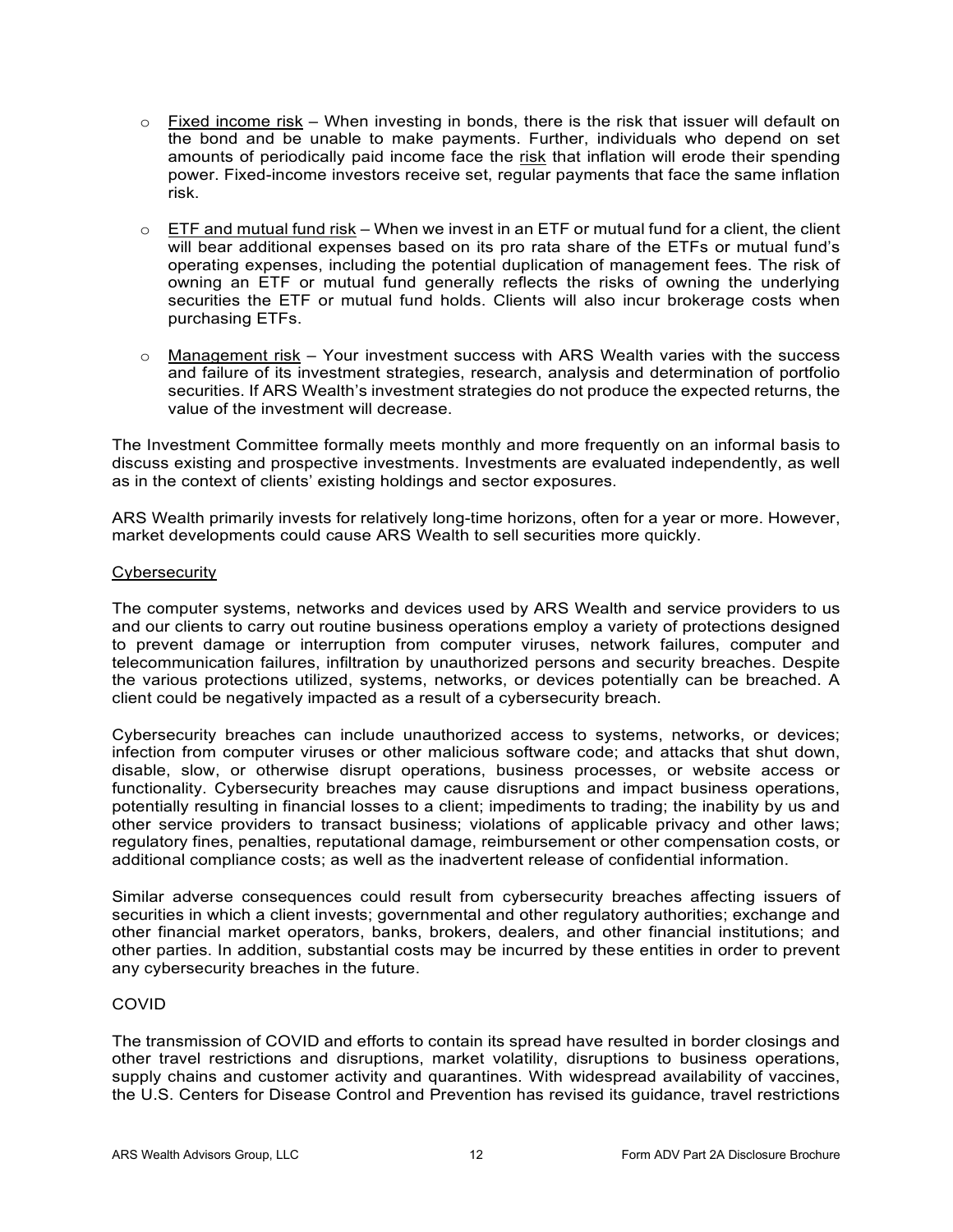- Fixed income risk – When investing in bonds, there is the risk that issuer will default on the bond and be unable to make payments. Further, individuals who depend on set amounts of periodically paid income face the risk that inflation will erode their spending power. Fixed-income investors receive set, regular payments that face the same inflation risk.

- ETF and mutual fund risk – When we invest in an ETF or mutual fund for a client, the client will bear additional expenses based on its pro rata share of the ETFs or mutual fund's operating expenses, including the potential duplication of management fees. The risk of owning an ETF or mutual fund generally reflects the risks of owning the underlying securities the ETF or mutual fund holds. Clients will also incur brokerage costs when purchasing ETFs.

- Management risk – Your investment success with ARS Wealth varies with the success and failure of its investment strategies, research, analysis and determination of portfolio securities. If ARS Wealth's investment strategies do not produce the expected returns, the value of the investment will decrease.

The Investment Committee formally meets monthly and more frequently on an informal basis to discuss existing and prospective investments. Investments are evaluated independently, as well as in the context of clients' existing holdings and sector exposures.

ARS Wealth primarily invests for relatively long-time horizons, often for a year or more. However, market developments could cause ARS Wealth to sell securities more quickly.

Cybersecurity

The computer systems, networks and devices used by ARS Wealth and service providers to us and our clients to carry out routine business operations employ a variety of protections designed to prevent damage or interruption from computer viruses, network failures, computer and telecommunication failures, infiltration by unauthorized persons and security breaches. Despite the various protections utilized, systems, networks, or devices potentially can be breached. A client could be negatively impacted as a result of a cybersecurity breach.

Cybersecurity breaches can include unauthorized access to systems, networks, or devices; infection from computer viruses or other malicious software code; and attacks that shut down, disable, slow, or otherwise disrupt operations, business processes, or website access or functionality. Cybersecurity breaches may cause disruptions and impact business operations, potentially resulting in financial losses to a client; impediments to trading; the inability by us and other service providers to transact business; violations of applicable privacy and other laws; regulatory fines, penalties, reputational damage, reimbursement or other compensation costs, or additional compliance costs; as well as the inadvertent release of confidential information.

Similar adverse consequences could result from cybersecurity breaches affecting issuers of securities in which a client invests; governmental and other regulatory authorities; exchange and other financial market operators, banks, brokers, dealers, and other financial institutions; and other parties. In addition, substantial costs may be incurred by these entities in order to prevent any cybersecurity breaches in the future.

COVID

The transmission of COVID and efforts to contain its spread have resulted in border closings and other travel restrictions and disruptions, market volatility, disruptions to business operations, supply chains and customer activity and quarantines. With widespread availability of vaccines, the U.S. Centers for Disease Control and Prevention has revised its guidance, travel restrictions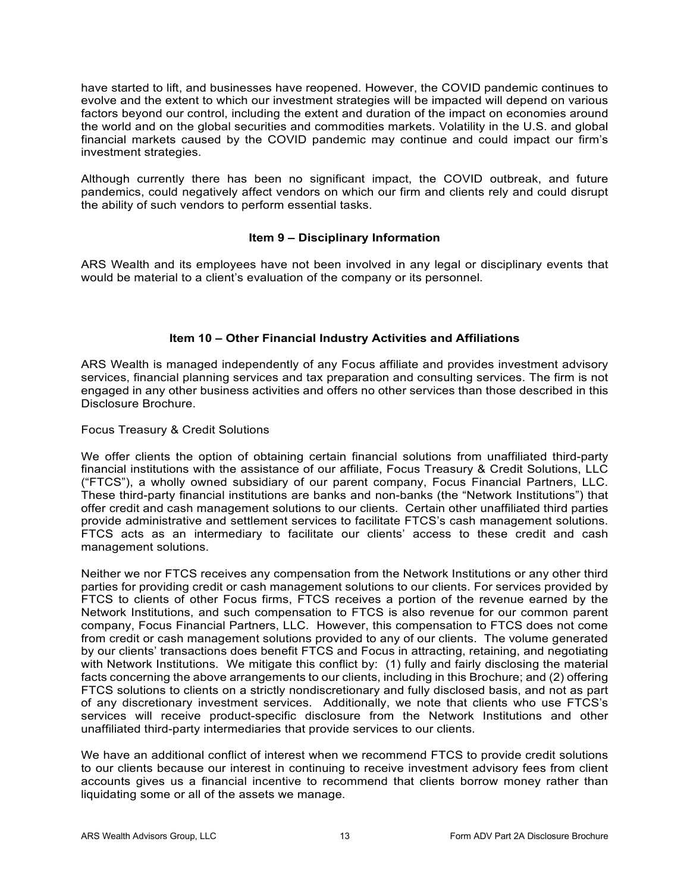have started to lift, and businesses have reopened. However, the COVID pandemic continues to evolve and the extent to which our investment strategies will be impacted will depend on various factors beyond our control, including the extent and duration of the impact on economies around the world and on the global securities and commodities markets. Volatility in the U.S. and global financial markets caused by the COVID pandemic may continue and could impact our firm's investment strategies.

Although currently there has been no significant impact, the COVID outbreak, and future pandemics, could negatively affect vendors on which our firm and clients rely and could disrupt the ability of such vendors to perform essential tasks.

## Item 9 – Disciplinary Information

ARS Wealth and its employees have not been involved in any legal or disciplinary events that would be material to a client's evaluation of the company or its personnel.

## Item 10 – Other Financial Industry Activities and Affiliations

ARS Wealth is managed independently of any Focus affiliate and provides investment advisory services, financial planning services and tax preparation and consulting services. The firm is not engaged in any other business activities and offers no other services than those described in this Disclosure Brochure.

Focus Treasury & Credit Solutions

We offer clients the option of obtaining certain financial solutions from unaffiliated third-party financial institutions with the assistance of our affiliate, Focus Treasury & Credit Solutions, LLC ("FTCS"), a wholly owned subsidiary of our parent company, Focus Financial Partners, LLC. These third-party financial institutions are banks and non-banks (the "Network Institutions") that offer credit and cash management solutions to our clients. Certain other unaffiliated third parties provide administrative and settlement services to facilitate FTCS's cash management solutions. FTCS acts as an intermediary to facilitate our clients' access to these credit and cash management solutions.

Neither we nor FTCS receives any compensation from the Network Institutions or any other third parties for providing credit or cash management solutions to our clients. For services provided by FTCS to clients of other Focus firms, FTCS receives a portion of the revenue earned by the Network Institutions, and such compensation to FTCS is also revenue for our common parent company, Focus Financial Partners, LLC. However, this compensation to FTCS does not come from credit or cash management solutions provided to any of our clients. The volume generated by our clients' transactions does benefit FTCS and Focus in attracting, retaining, and negotiating with Network Institutions. We mitigate this conflict by: (1) fully and fairly disclosing the material facts concerning the above arrangements to our clients, including in this Brochure; and (2) offering FTCS solutions to clients on a strictly nondiscretionary and fully disclosed basis, and not as part of any discretionary investment services. Additionally, we note that clients who use FTCS's services will receive product-specific disclosure from the Network Institutions and other unaffiliated third-party intermediaries that provide services to our clients.

We have an additional conflict of interest when we recommend FTCS to provide credit solutions to our clients because our interest in continuing to receive investment advisory fees from client accounts gives us a financial incentive to recommend that clients borrow money rather than liquidating some or all of the assets we manage.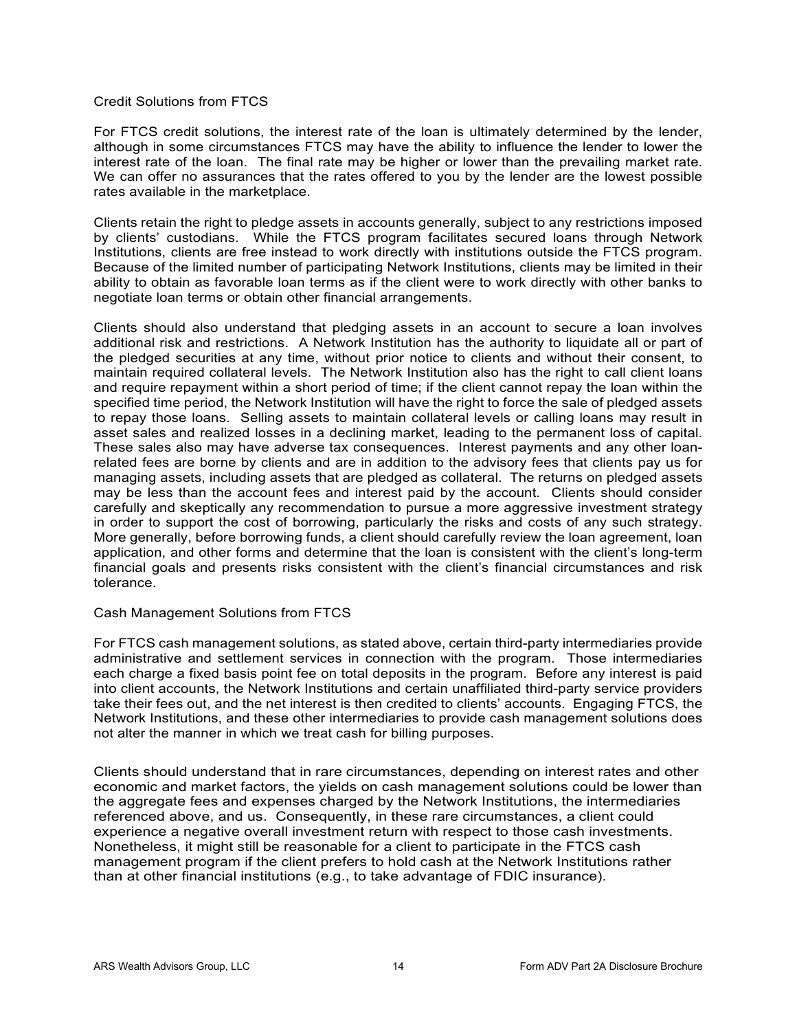### Credit Solutions from FTCS

For FTCS credit solutions, the interest rate of the loan is ultimately determined by the lender, although in some circumstances FTCS may have the ability to influence the lender to lower the interest rate of the loan. The final rate may be higher or lower than the prevailing market rate. We can offer no assurances that the rates offered to you by the lender are the lowest possible rates available in the marketplace.

Clients retain the right to pledge assets in accounts generally, subject to any restrictions imposed by clients' custodians. While the FTCS program facilitates secured loans through Network Institutions, clients are free instead to work directly with institutions outside the FTCS program. Because of the limited number of participating Network Institutions, clients may be limited in their ability to obtain as favorable loan terms as if the client were to work directly with other banks to negotiate loan terms or obtain other financial arrangements.

Clients should also understand that pledging assets in an account to secure a loan involves additional risk and restrictions. A Network Institution has the authority to liquidate all or part of the pledged securities at any time, without prior notice to clients and without their consent, to maintain required collateral levels. The Network Institution also has the right to call client loans and require repayment within a short period of time; if the client cannot repay the loan within the specified time period, the Network Institution will have the right to force the sale of pledged assets to repay those loans. Selling assets to maintain collateral levels or calling loans may result in asset sales and realized losses in a declining market, leading to the permanent loss of capital. These sales also may have adverse tax consequences. Interest payments and any other loan-related fees are borne by clients and are in addition to the advisory fees that clients pay us for managing assets, including assets that are pledged as collateral. The returns on pledged assets may be less than the account fees and interest paid by the account. Clients should consider carefully and skeptically any recommendation to pursue a more aggressive investment strategy in order to support the cost of borrowing, particularly the risks and costs of any such strategy. More generally, before borrowing funds, a client should carefully review the loan agreement, loan application, and other forms and determine that the loan is consistent with the client's long-term financial goals and presents risks consistent with the client's financial circumstances and risk tolerance.

### Cash Management Solutions from FTCS

For FTCS cash management solutions, as stated above, certain third-party intermediaries provide administrative and settlement services in connection with the program. Those intermediaries each charge a fixed basis point fee on total deposits in the program. Before any interest is paid into client accounts, the Network Institutions and certain unaffiliated third-party service providers take their fees out, and the net interest is then credited to clients' accounts. Engaging FTCS, the Network Institutions, and these other intermediaries to provide cash management solutions does not alter the manner in which we treat cash for billing purposes.

Clients should understand that in rare circumstances, depending on interest rates and other economic and market factors, the yields on cash management solutions could be lower than the aggregate fees and expenses charged by the Network Institutions, the intermediaries referenced above, and us. Consequently, in these rare circumstances, a client could experience a negative overall investment return with respect to those cash investments. Nonetheless, it might still be reasonable for a client to participate in the FTCS cash management program if the client prefers to hold cash at the Network Institutions rather than at other financial institutions (e.g., to take advantage of FDIC insurance).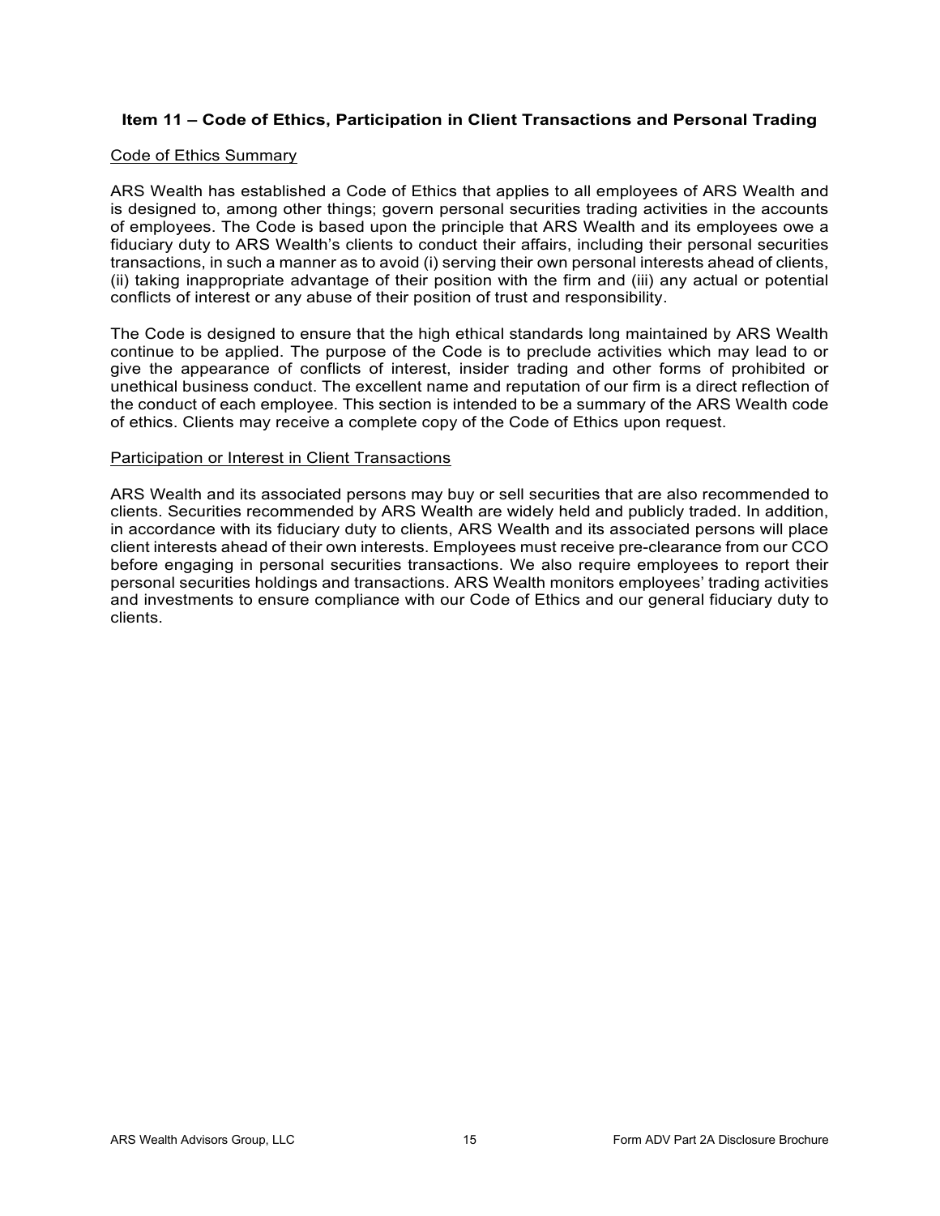## Item 11 – Code of Ethics, Participation in Client Transactions and Personal Trading

### Code of Ethics Summary

ARS Wealth has established a Code of Ethics that applies to all employees of ARS Wealth and is designed to, among other things; govern personal securities trading activities in the accounts of employees. The Code is based upon the principle that ARS Wealth and its employees owe a fiduciary duty to ARS Wealth's clients to conduct their affairs, including their personal securities transactions, in such a manner as to avoid (i) serving their own personal interests ahead of clients, (ii) taking inappropriate advantage of their position with the firm and (iii) any actual or potential conflicts of interest or any abuse of their position of trust and responsibility.

The Code is designed to ensure that the high ethical standards long maintained by ARS Wealth continue to be applied. The purpose of the Code is to preclude activities which may lead to or give the appearance of conflicts of interest, insider trading and other forms of prohibited or unethical business conduct. The excellent name and reputation of our firm is a direct reflection of the conduct of each employee. This section is intended to be a summary of the ARS Wealth code of ethics. Clients may receive a complete copy of the Code of Ethics upon request.

### Participation or Interest in Client Transactions

ARS Wealth and its associated persons may buy or sell securities that are also recommended to clients. Securities recommended by ARS Wealth are widely held and publicly traded. In addition, in accordance with its fiduciary duty to clients, ARS Wealth and its associated persons will place client interests ahead of their own interests. Employees must receive pre-clearance from our CCO before engaging in personal securities transactions. We also require employees to report their personal securities holdings and transactions. ARS Wealth monitors employees' trading activities and investments to ensure compliance with our Code of Ethics and our general fiduciary duty to clients.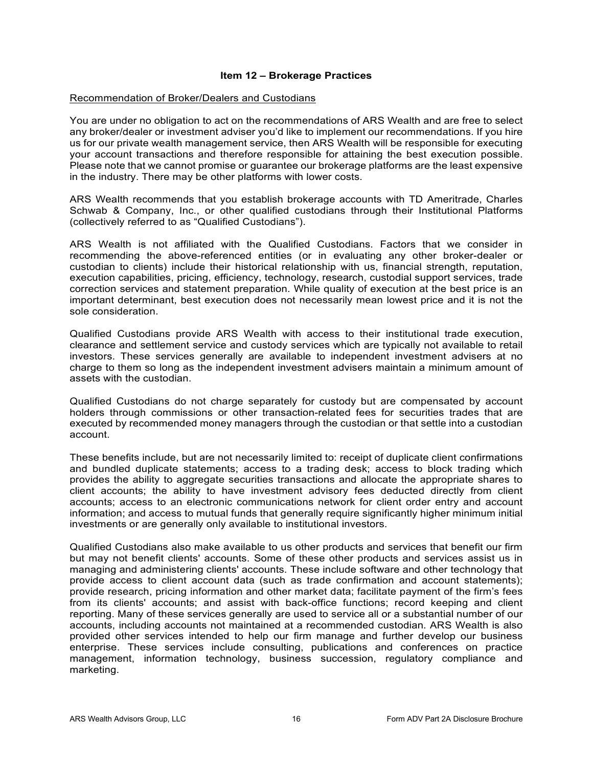## Item 12 – Brokerage Practices

Recommendation of Broker/Dealers and Custodians

You are under no obligation to act on the recommendations of ARS Wealth and are free to select any broker/dealer or investment adviser you'd like to implement our recommendations. If you hire us for our private wealth management service, then ARS Wealth will be responsible for executing your account transactions and therefore responsible for attaining the best execution possible. Please note that we cannot promise or guarantee our brokerage platforms are the least expensive in the industry. There may be other platforms with lower costs.

ARS Wealth recommends that you establish brokerage accounts with TD Ameritrade, Charles Schwab & Company, Inc., or other qualified custodians through their Institutional Platforms (collectively referred to as "Qualified Custodians").

ARS Wealth is not affiliated with the Qualified Custodians. Factors that we consider in recommending the above-referenced entities (or in evaluating any other broker-dealer or custodian to clients) include their historical relationship with us, financial strength, reputation, execution capabilities, pricing, efficiency, technology, research, custodial support services, trade correction services and statement preparation. While quality of execution at the best price is an important determinant, best execution does not necessarily mean lowest price and it is not the sole consideration.

Qualified Custodians provide ARS Wealth with access to their institutional trade execution, clearance and settlement service and custody services which are typically not available to retail investors. These services generally are available to independent investment advisers at no charge to them so long as the independent investment advisers maintain a minimum amount of assets with the custodian.

Qualified Custodians do not charge separately for custody but are compensated by account holders through commissions or other transaction-related fees for securities trades that are executed by recommended money managers through the custodian or that settle into a custodian account.

These benefits include, but are not necessarily limited to: receipt of duplicate client confirmations and bundled duplicate statements; access to a trading desk; access to block trading which provides the ability to aggregate securities transactions and allocate the appropriate shares to client accounts; the ability to have investment advisory fees deducted directly from client accounts; access to an electronic communications network for client order entry and account information; and access to mutual funds that generally require significantly higher minimum initial investments or are generally only available to institutional investors.

Qualified Custodians also make available to us other products and services that benefit our firm but may not benefit clients' accounts. Some of these other products and services assist us in managing and administering clients' accounts. These include software and other technology that provide access to client account data (such as trade confirmation and account statements); provide research, pricing information and other market data; facilitate payment of the firm's fees from its clients' accounts; and assist with back-office functions; record keeping and client reporting. Many of these services generally are used to service all or a substantial number of our accounts, including accounts not maintained at a recommended custodian. ARS Wealth is also provided other services intended to help our firm manage and further develop our business enterprise. These services include consulting, publications and conferences on practice management, information technology, business succession, regulatory compliance and marketing.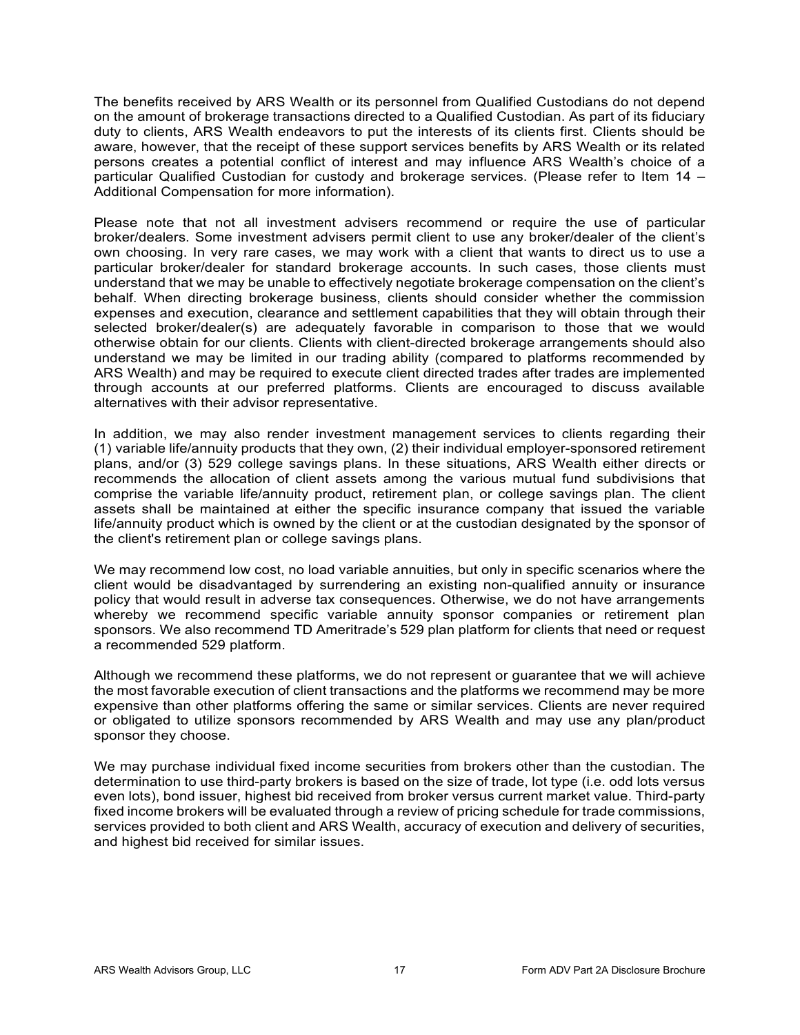The benefits received by ARS Wealth or its personnel from Qualified Custodians do not depend on the amount of brokerage transactions directed to a Qualified Custodian. As part of its fiduciary duty to clients, ARS Wealth endeavors to put the interests of its clients first. Clients should be aware, however, that the receipt of these support services benefits by ARS Wealth or its related persons creates a potential conflict of interest and may influence ARS Wealth's choice of a particular Qualified Custodian for custody and brokerage services. (Please refer to Item 14 – Additional Compensation for more information).

Please note that not all investment advisers recommend or require the use of particular broker/dealers. Some investment advisers permit client to use any broker/dealer of the client's own choosing. In very rare cases, we may work with a client that wants to direct us to use a particular broker/dealer for standard brokerage accounts. In such cases, those clients must understand that we may be unable to effectively negotiate brokerage compensation on the client's behalf. When directing brokerage business, clients should consider whether the commission expenses and execution, clearance and settlement capabilities that they will obtain through their selected broker/dealer(s) are adequately favorable in comparison to those that we would otherwise obtain for our clients. Clients with client-directed brokerage arrangements should also understand we may be limited in our trading ability (compared to platforms recommended by ARS Wealth) and may be required to execute client directed trades after trades are implemented through accounts at our preferred platforms. Clients are encouraged to discuss available alternatives with their advisor representative.

In addition, we may also render investment management services to clients regarding their (1) variable life/annuity products that they own, (2) their individual employer-sponsored retirement plans, and/or (3) 529 college savings plans. In these situations, ARS Wealth either directs or recommends the allocation of client assets among the various mutual fund subdivisions that comprise the variable life/annuity product, retirement plan, or college savings plan. The client assets shall be maintained at either the specific insurance company that issued the variable life/annuity product which is owned by the client or at the custodian designated by the sponsor of the client's retirement plan or college savings plans.

We may recommend low cost, no load variable annuities, but only in specific scenarios where the client would be disadvantaged by surrendering an existing non-qualified annuity or insurance policy that would result in adverse tax consequences. Otherwise, we do not have arrangements whereby we recommend specific variable annuity sponsor companies or retirement plan sponsors. We also recommend TD Ameritrade's 529 plan platform for clients that need or request a recommended 529 platform.

Although we recommend these platforms, we do not represent or guarantee that we will achieve the most favorable execution of client transactions and the platforms we recommend may be more expensive than other platforms offering the same or similar services. Clients are never required or obligated to utilize sponsors recommended by ARS Wealth and may use any plan/product sponsor they choose.

We may purchase individual fixed income securities from brokers other than the custodian. The determination to use third-party brokers is based on the size of trade, lot type (i.e. odd lots versus even lots), bond issuer, highest bid received from broker versus current market value. Third-party fixed income brokers will be evaluated through a review of pricing schedule for trade commissions, services provided to both client and ARS Wealth, accuracy of execution and delivery of securities, and highest bid received for similar issues.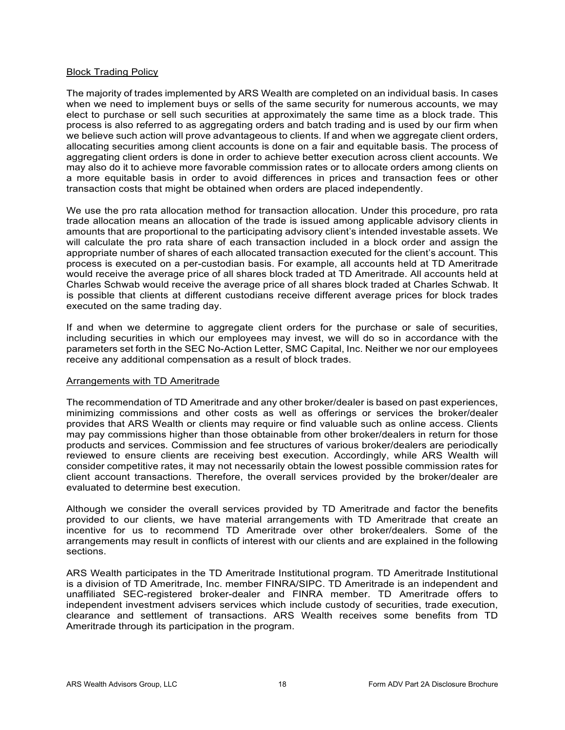## Block Trading Policy

The majority of trades implemented by ARS Wealth are completed on an individual basis. In cases when we need to implement buys or sells of the same security for numerous accounts, we may elect to purchase or sell such securities at approximately the same time as a block trade. This process is also referred to as aggregating orders and batch trading and is used by our firm when we believe such action will prove advantageous to clients. If and when we aggregate client orders, allocating securities among client accounts is done on a fair and equitable basis. The process of aggregating client orders is done in order to achieve better execution across client accounts. We may also do it to achieve more favorable commission rates or to allocate orders among clients on a more equitable basis in order to avoid differences in prices and transaction fees or other transaction costs that might be obtained when orders are placed independently.

We use the pro rata allocation method for transaction allocation. Under this procedure, pro rata trade allocation means an allocation of the trade is issued among applicable advisory clients in amounts that are proportional to the participating advisory client's intended investable assets. We will calculate the pro rata share of each transaction included in a block order and assign the appropriate number of shares of each allocated transaction executed for the client's account. This process is executed on a per-custodian basis. For example, all accounts held at TD Ameritrade would receive the average price of all shares block traded at TD Ameritrade. All accounts held at Charles Schwab would receive the average price of all shares block traded at Charles Schwab. It is possible that clients at different custodians receive different average prices for block trades executed on the same trading day.

If and when we determine to aggregate client orders for the purchase or sale of securities, including securities in which our employees may invest, we will do so in accordance with the parameters set forth in the SEC No-Action Letter, SMC Capital, Inc. Neither we nor our employees receive any additional compensation as a result of block trades.

## Arrangements with TD Ameritrade

The recommendation of TD Ameritrade and any other broker/dealer is based on past experiences, minimizing commissions and other costs as well as offerings or services the broker/dealer provides that ARS Wealth or clients may require or find valuable such as online access. Clients may pay commissions higher than those obtainable from other broker/dealers in return for those products and services. Commission and fee structures of various broker/dealers are periodically reviewed to ensure clients are receiving best execution. Accordingly, while ARS Wealth will consider competitive rates, it may not necessarily obtain the lowest possible commission rates for client account transactions. Therefore, the overall services provided by the broker/dealer are evaluated to determine best execution.

Although we consider the overall services provided by TD Ameritrade and factor the benefits provided to our clients, we have material arrangements with TD Ameritrade that create an incentive for us to recommend TD Ameritrade over other broker/dealers. Some of the arrangements may result in conflicts of interest with our clients and are explained in the following sections.

ARS Wealth participates in the TD Ameritrade Institutional program. TD Ameritrade Institutional is a division of TD Ameritrade, Inc. member FINRA/SIPC. TD Ameritrade is an independent and unaffiliated SEC-registered broker-dealer and FINRA member. TD Ameritrade offers to independent investment advisers services which include custody of securities, trade execution, clearance and settlement of transactions. ARS Wealth receives some benefits from TD Ameritrade through its participation in the program.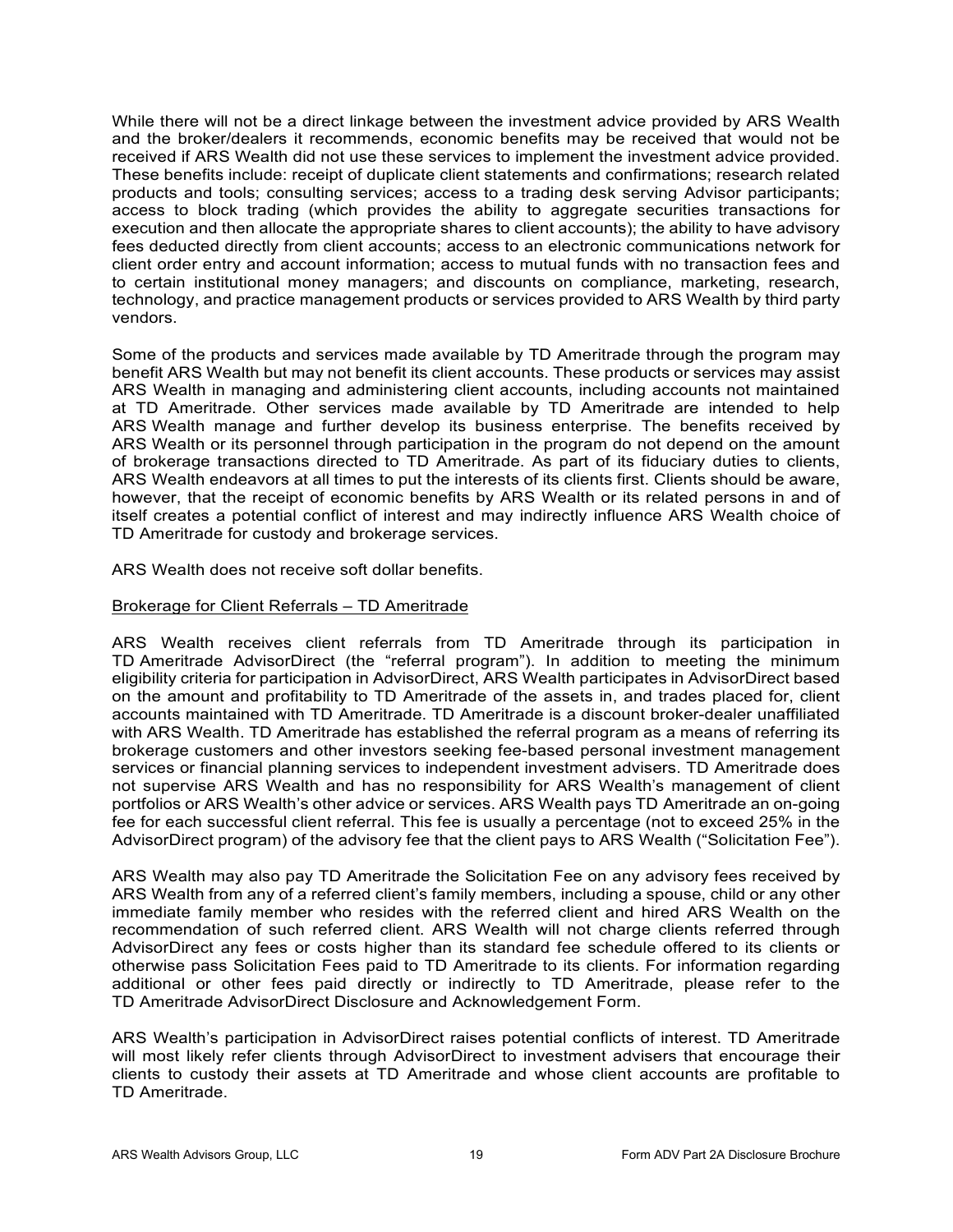While there will not be a direct linkage between the investment advice provided by ARS Wealth and the broker/dealers it recommends, economic benefits may be received that would not be received if ARS Wealth did not use these services to implement the investment advice provided. These benefits include: receipt of duplicate client statements and confirmations; research related products and tools; consulting services; access to a trading desk serving Advisor participants; access to block trading (which provides the ability to aggregate securities transactions for execution and then allocate the appropriate shares to client accounts); the ability to have advisory fees deducted directly from client accounts; access to an electronic communications network for client order entry and account information; access to mutual funds with no transaction fees and to certain institutional money managers; and discounts on compliance, marketing, research, technology, and practice management products or services provided to ARS Wealth by third party vendors.

Some of the products and services made available by TD Ameritrade through the program may benefit ARS Wealth but may not benefit its client accounts. These products or services may assist ARS Wealth in managing and administering client accounts, including accounts not maintained at TD Ameritrade. Other services made available by TD Ameritrade are intended to help ARS Wealth manage and further develop its business enterprise. The benefits received by ARS Wealth or its personnel through participation in the program do not depend on the amount of brokerage transactions directed to TD Ameritrade. As part of its fiduciary duties to clients, ARS Wealth endeavors at all times to put the interests of its clients first. Clients should be aware, however, that the receipt of economic benefits by ARS Wealth or its related persons in and of itself creates a potential conflict of interest and may indirectly influence ARS Wealth choice of TD Ameritrade for custody and brokerage services.

ARS Wealth does not receive soft dollar benefits.

Brokerage for Client Referrals – TD Ameritrade

ARS Wealth receives client referrals from TD Ameritrade through its participation in TD Ameritrade AdvisorDirect (the "referral program"). In addition to meeting the minimum eligibility criteria for participation in AdvisorDirect, ARS Wealth participates in AdvisorDirect based on the amount and profitability to TD Ameritrade of the assets in, and trades placed for, client accounts maintained with TD Ameritrade. TD Ameritrade is a discount broker-dealer unaffiliated with ARS Wealth. TD Ameritrade has established the referral program as a means of referring its brokerage customers and other investors seeking fee-based personal investment management services or financial planning services to independent investment advisers. TD Ameritrade does not supervise ARS Wealth and has no responsibility for ARS Wealth's management of client portfolios or ARS Wealth's other advice or services. ARS Wealth pays TD Ameritrade an on-going fee for each successful client referral. This fee is usually a percentage (not to exceed 25% in the AdvisorDirect program) of the advisory fee that the client pays to ARS Wealth ("Solicitation Fee").

ARS Wealth may also pay TD Ameritrade the Solicitation Fee on any advisory fees received by ARS Wealth from any of a referred client's family members, including a spouse, child or any other immediate family member who resides with the referred client and hired ARS Wealth on the recommendation of such referred client. ARS Wealth will not charge clients referred through AdvisorDirect any fees or costs higher than its standard fee schedule offered to its clients or otherwise pass Solicitation Fees paid to TD Ameritrade to its clients. For information regarding additional or other fees paid directly or indirectly to TD Ameritrade, please refer to the TD Ameritrade AdvisorDirect Disclosure and Acknowledgement Form.

ARS Wealth's participation in AdvisorDirect raises potential conflicts of interest. TD Ameritrade will most likely refer clients through AdvisorDirect to investment advisers that encourage their clients to custody their assets at TD Ameritrade and whose client accounts are profitable to TD Ameritrade.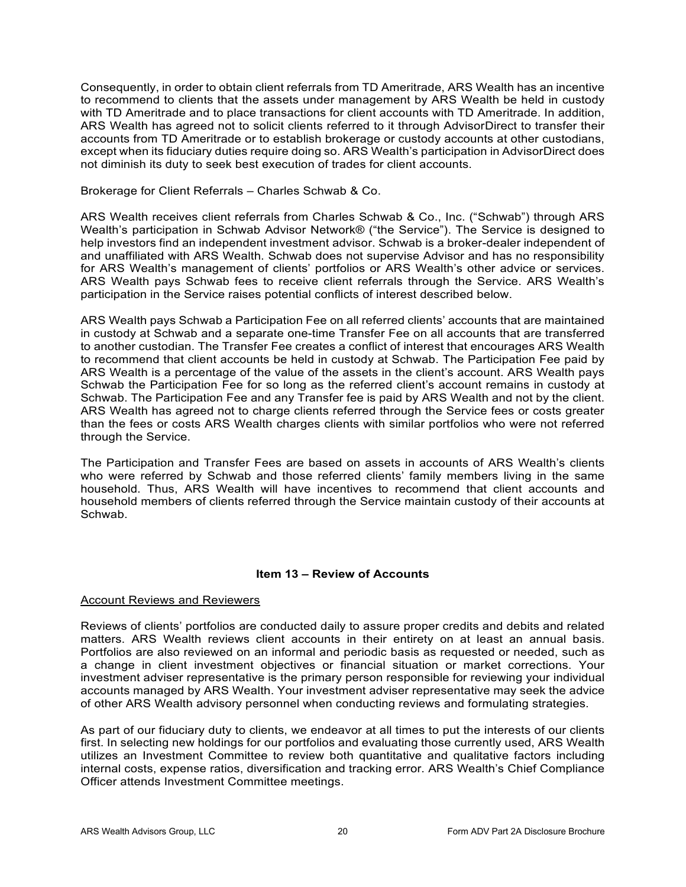Consequently, in order to obtain client referrals from TD Ameritrade, ARS Wealth has an incentive to recommend to clients that the assets under management by ARS Wealth be held in custody with TD Ameritrade and to place transactions for client accounts with TD Ameritrade. In addition, ARS Wealth has agreed not to solicit clients referred to it through AdvisorDirect to transfer their accounts from TD Ameritrade or to establish brokerage or custody accounts at other custodians, except when its fiduciary duties require doing so. ARS Wealth's participation in AdvisorDirect does not diminish its duty to seek best execution of trades for client accounts.

Brokerage for Client Referrals – Charles Schwab & Co.

ARS Wealth receives client referrals from Charles Schwab & Co., Inc. ("Schwab") through ARS Wealth's participation in Schwab Advisor Network® ("the Service"). The Service is designed to help investors find an independent investment advisor. Schwab is a broker-dealer independent of and unaffiliated with ARS Wealth. Schwab does not supervise Advisor and has no responsibility for ARS Wealth's management of clients' portfolios or ARS Wealth's other advice or services. ARS Wealth pays Schwab fees to receive client referrals through the Service. ARS Wealth's participation in the Service raises potential conflicts of interest described below.

ARS Wealth pays Schwab a Participation Fee on all referred clients' accounts that are maintained in custody at Schwab and a separate one-time Transfer Fee on all accounts that are transferred to another custodian. The Transfer Fee creates a conflict of interest that encourages ARS Wealth to recommend that client accounts be held in custody at Schwab. The Participation Fee paid by ARS Wealth is a percentage of the value of the assets in the client's account. ARS Wealth pays Schwab the Participation Fee for so long as the referred client's account remains in custody at Schwab. The Participation Fee and any Transfer fee is paid by ARS Wealth and not by the client. ARS Wealth has agreed not to charge clients referred through the Service fees or costs greater than the fees or costs ARS Wealth charges clients with similar portfolios who were not referred through the Service.

The Participation and Transfer Fees are based on assets in accounts of ARS Wealth's clients who were referred by Schwab and those referred clients' family members living in the same household. Thus, ARS Wealth will have incentives to recommend that client accounts and household members of clients referred through the Service maintain custody of their accounts at Schwab.

## Item 13 – Review of Accounts

Account Reviews and Reviewers

Reviews of clients' portfolios are conducted daily to assure proper credits and debits and related matters. ARS Wealth reviews client accounts in their entirety on at least an annual basis. Portfolios are also reviewed on an informal and periodic basis as requested or needed, such as a change in client investment objectives or financial situation or market corrections. Your investment adviser representative is the primary person responsible for reviewing your individual accounts managed by ARS Wealth. Your investment adviser representative may seek the advice of other ARS Wealth advisory personnel when conducting reviews and formulating strategies.

As part of our fiduciary duty to clients, we endeavor at all times to put the interests of our clients first. In selecting new holdings for our portfolios and evaluating those currently used, ARS Wealth utilizes an Investment Committee to review both quantitative and qualitative factors including internal costs, expense ratios, diversification and tracking error. ARS Wealth's Chief Compliance Officer attends Investment Committee meetings.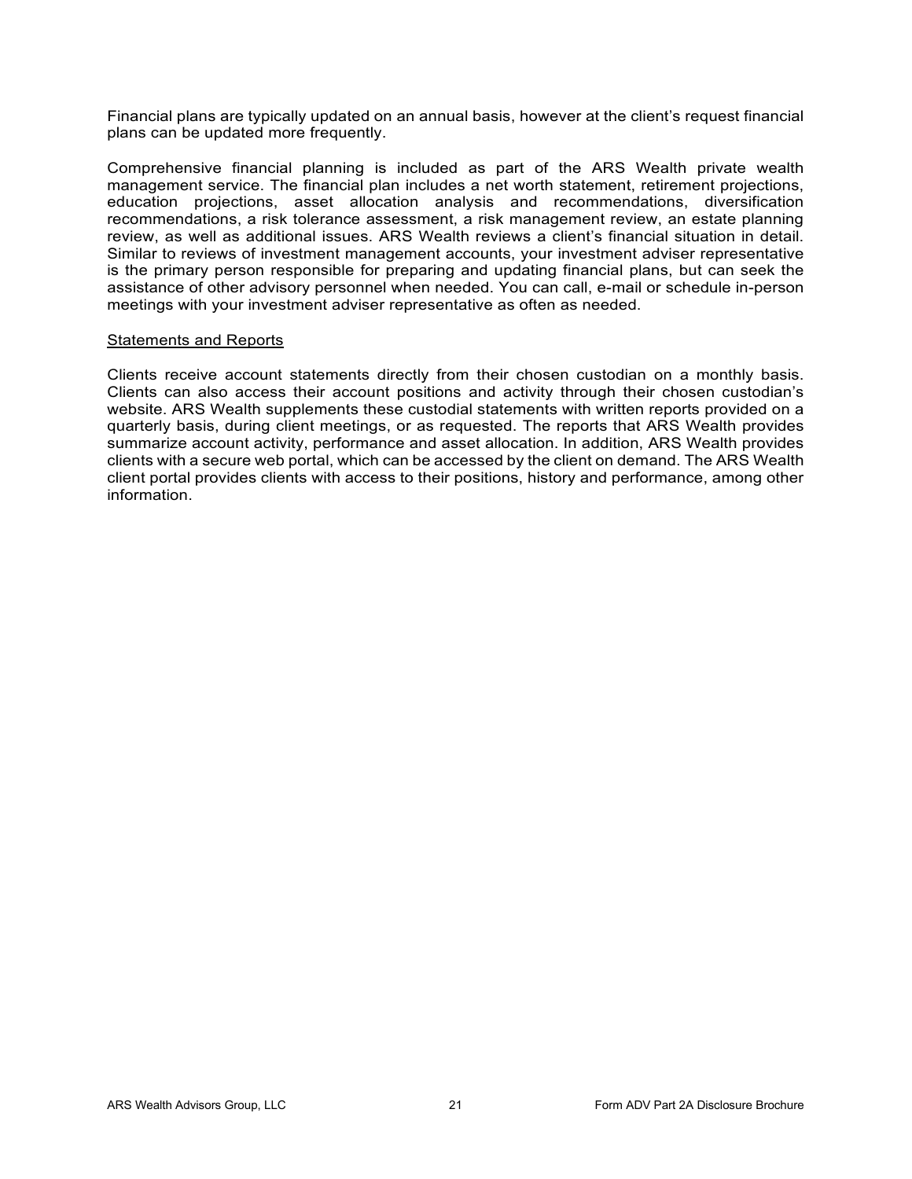Financial plans are typically updated on an annual basis, however at the client's request financial plans can be updated more frequently.

Comprehensive financial planning is included as part of the ARS Wealth private wealth management service. The financial plan includes a net worth statement, retirement projections, education projections, asset allocation analysis and recommendations, diversification recommendations, a risk tolerance assessment, a risk management review, an estate planning review, as well as additional issues. ARS Wealth reviews a client's financial situation in detail. Similar to reviews of investment management accounts, your investment adviser representative is the primary person responsible for preparing and updating financial plans, but can seek the assistance of other advisory personnel when needed. You can call, e-mail or schedule in-person meetings with your investment adviser representative as often as needed.

<u>Statements and Reports</u>

Clients receive account statements directly from their chosen custodian on a monthly basis. Clients can also access their account positions and activity through their chosen custodian's website. ARS Wealth supplements these custodial statements with written reports provided on a quarterly basis, during client meetings, or as requested. The reports that ARS Wealth provides summarize account activity, performance and asset allocation. In addition, ARS Wealth provides clients with a secure web portal, which can be accessed by the client on demand. The ARS Wealth client portal provides clients with access to their positions, history and performance, among other information.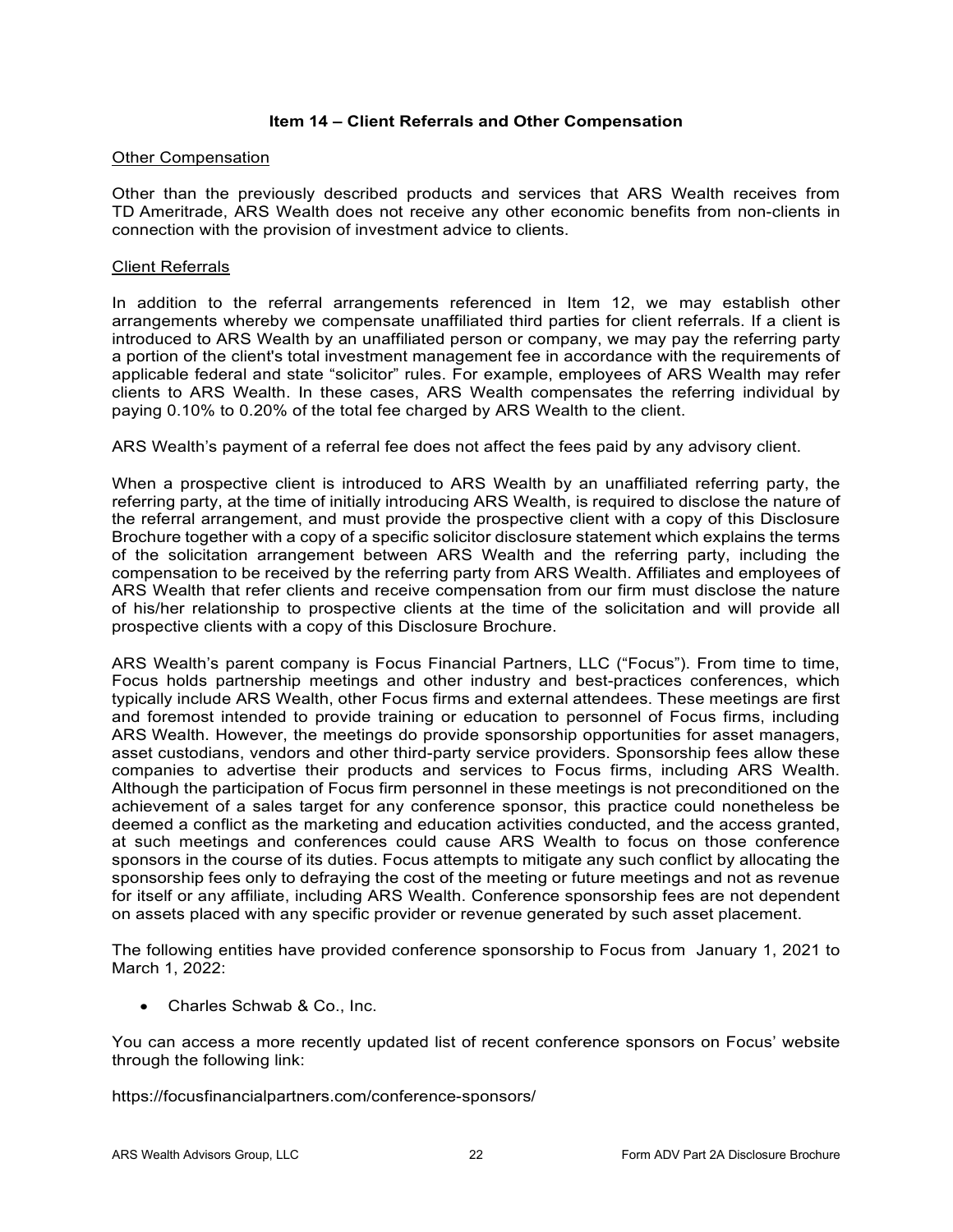## Item 14 – Client Referrals and Other Compensation

Other Compensation

Other than the previously described products and services that ARS Wealth receives from TD Ameritrade, ARS Wealth does not receive any other economic benefits from non-clients in connection with the provision of investment advice to clients.

Client Referrals

In addition to the referral arrangements referenced in Item 12, we may establish other arrangements whereby we compensate unaffiliated third parties for client referrals. If a client is introduced to ARS Wealth by an unaffiliated person or company, we may pay the referring party a portion of the client's total investment management fee in accordance with the requirements of applicable federal and state "solicitor" rules. For example, employees of ARS Wealth may refer clients to ARS Wealth. In these cases, ARS Wealth compensates the referring individual by paying 0.10% to 0.20% of the total fee charged by ARS Wealth to the client.

ARS Wealth's payment of a referral fee does not affect the fees paid by any advisory client.

When a prospective client is introduced to ARS Wealth by an unaffiliated referring party, the referring party, at the time of initially introducing ARS Wealth, is required to disclose the nature of the referral arrangement, and must provide the prospective client with a copy of this Disclosure Brochure together with a copy of a specific solicitor disclosure statement which explains the terms of the solicitation arrangement between ARS Wealth and the referring party, including the compensation to be received by the referring party from ARS Wealth. Affiliates and employees of ARS Wealth that refer clients and receive compensation from our firm must disclose the nature of his/her relationship to prospective clients at the time of the solicitation and will provide all prospective clients with a copy of this Disclosure Brochure.

ARS Wealth's parent company is Focus Financial Partners, LLC ("Focus"). From time to time, Focus holds partnership meetings and other industry and best-practices conferences, which typically include ARS Wealth, other Focus firms and external attendees. These meetings are first and foremost intended to provide training or education to personnel of Focus firms, including ARS Wealth. However, the meetings do provide sponsorship opportunities for asset managers, asset custodians, vendors and other third-party service providers. Sponsorship fees allow these companies to advertise their products and services to Focus firms, including ARS Wealth. Although the participation of Focus firm personnel in these meetings is not preconditioned on the achievement of a sales target for any conference sponsor, this practice could nonetheless be deemed a conflict as the marketing and education activities conducted, and the access granted, at such meetings and conferences could cause ARS Wealth to focus on those conference sponsors in the course of its duties. Focus attempts to mitigate any such conflict by allocating the sponsorship fees only to defraying the cost of the meeting or future meetings and not as revenue for itself or any affiliate, including ARS Wealth. Conference sponsorship fees are not dependent on assets placed with any specific provider or revenue generated by such asset placement.

The following entities have provided conference sponsorship to Focus from January 1, 2021 to March 1, 2022:

- Charles Schwab & Co., Inc.

You can access a more recently updated list of recent conference sponsors on Focus' website through the following link:

https://focusfinancialpartners.com/conference-sponsors/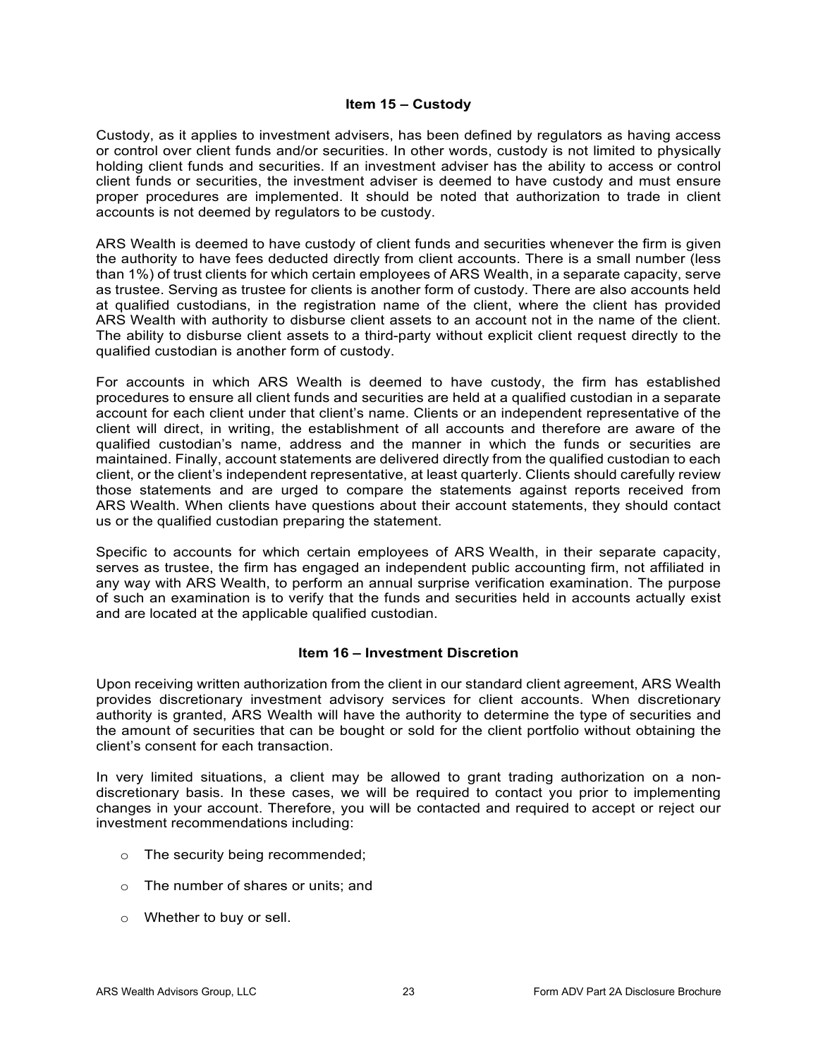## Item 15 – Custody

Custody, as it applies to investment advisers, has been defined by regulators as having access or control over client funds and/or securities. In other words, custody is not limited to physically holding client funds and securities. If an investment adviser has the ability to access or control client funds or securities, the investment adviser is deemed to have custody and must ensure proper procedures are implemented. It should be noted that authorization to trade in client accounts is not deemed by regulators to be custody.

ARS Wealth is deemed to have custody of client funds and securities whenever the firm is given the authority to have fees deducted directly from client accounts. There is a small number (less than 1%) of trust clients for which certain employees of ARS Wealth, in a separate capacity, serve as trustee. Serving as trustee for clients is another form of custody. There are also accounts held at qualified custodians, in the registration name of the client, where the client has provided ARS Wealth with authority to disburse client assets to an account not in the name of the client. The ability to disburse client assets to a third-party without explicit client request directly to the qualified custodian is another form of custody.

For accounts in which ARS Wealth is deemed to have custody, the firm has established procedures to ensure all client funds and securities are held at a qualified custodian in a separate account for each client under that client's name. Clients or an independent representative of the client will direct, in writing, the establishment of all accounts and therefore are aware of the qualified custodian's name, address and the manner in which the funds or securities are maintained. Finally, account statements are delivered directly from the qualified custodian to each client, or the client's independent representative, at least quarterly. Clients should carefully review those statements and are urged to compare the statements against reports received from ARS Wealth. When clients have questions about their account statements, they should contact us or the qualified custodian preparing the statement.

Specific to accounts for which certain employees of ARS Wealth, in their separate capacity, serves as trustee, the firm has engaged an independent public accounting firm, not affiliated in any way with ARS Wealth, to perform an annual surprise verification examination. The purpose of such an examination is to verify that the funds and securities held in accounts actually exist and are located at the applicable qualified custodian.

## Item 16 – Investment Discretion

Upon receiving written authorization from the client in our standard client agreement, ARS Wealth provides discretionary investment advisory services for client accounts. When discretionary authority is granted, ARS Wealth will have the authority to determine the type of securities and the amount of securities that can be bought or sold for the client portfolio without obtaining the client's consent for each transaction.

In very limited situations, a client may be allowed to grant trading authorization on a non-discretionary basis. In these cases, we will be required to contact you prior to implementing changes in your account. Therefore, you will be contacted and required to accept or reject our investment recommendations including:

- The security being recommended;
- The number of shares or units; and
- Whether to buy or sell.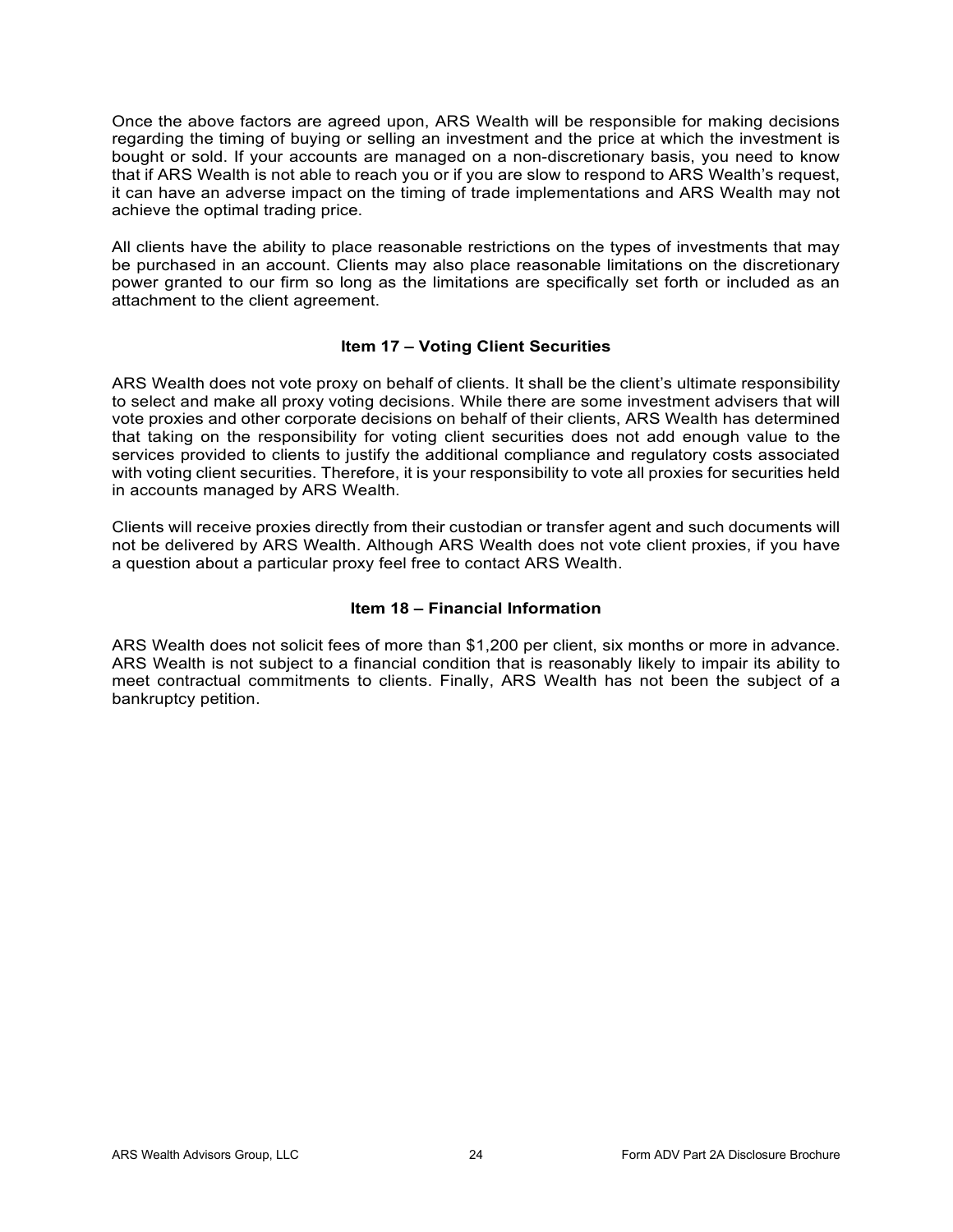Once the above factors are agreed upon, ARS Wealth will be responsible for making decisions regarding the timing of buying or selling an investment and the price at which the investment is bought or sold. If your accounts are managed on a non-discretionary basis, you need to know that if ARS Wealth is not able to reach you or if you are slow to respond to ARS Wealth's request, it can have an adverse impact on the timing of trade implementations and ARS Wealth may not achieve the optimal trading price.

All clients have the ability to place reasonable restrictions on the types of investments that may be purchased in an account. Clients may also place reasonable limitations on the discretionary power granted to our firm so long as the limitations are specifically set forth or included as an attachment to the client agreement.

## Item 17 – Voting Client Securities

ARS Wealth does not vote proxy on behalf of clients. It shall be the client's ultimate responsibility to select and make all proxy voting decisions. While there are some investment advisers that will vote proxies and other corporate decisions on behalf of their clients, ARS Wealth has determined that taking on the responsibility for voting client securities does not add enough value to the services provided to clients to justify the additional compliance and regulatory costs associated with voting client securities. Therefore, it is your responsibility to vote all proxies for securities held in accounts managed by ARS Wealth.

Clients will receive proxies directly from their custodian or transfer agent and such documents will not be delivered by ARS Wealth. Although ARS Wealth does not vote client proxies, if you have a question about a particular proxy feel free to contact ARS Wealth.

## Item 18 – Financial Information

ARS Wealth does not solicit fees of more than $1,200 per client, six months or more in advance. ARS Wealth is not subject to a financial condition that is reasonably likely to impair its ability to meet contractual commitments to clients. Finally, ARS Wealth has not been the subject of a bankruptcy petition.